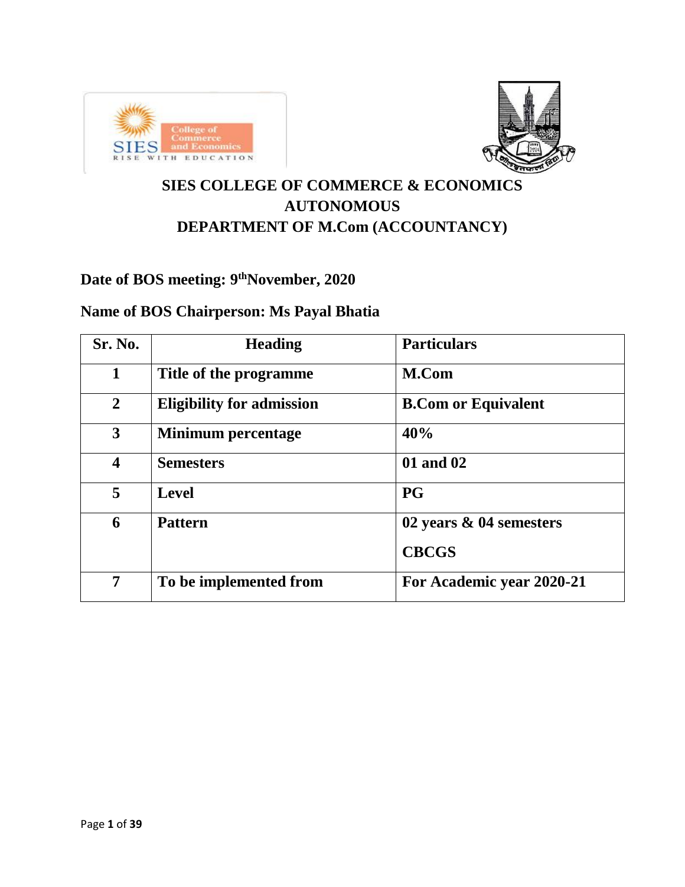# SIES COLLEGE OF COMMERCE & ECONOMICS
## AUTONOMOUS
## DEPARTMENT OF M.Com (ACCOUNTANCY)

**Date of BOS meeting: 9th November, 2020**

**Name of BOS Chairperson: Ms Payal Bhatia**

| Sr. No. | Heading | Particulars |
|---|---|---|
| 1 | Title of the programme | M.Com |
| 2 | Eligibility for admission | B.Com or Equivalent |
| 3 | Minimum percentage | 40% |
| 4 | Semesters | 01 and 02 |
| 5 | Level | PG |
| 6 | Pattern | 02 years & 04 semesters<br>CBCGS |
| 7 | To be implemented from | For Academic year 2020-21 |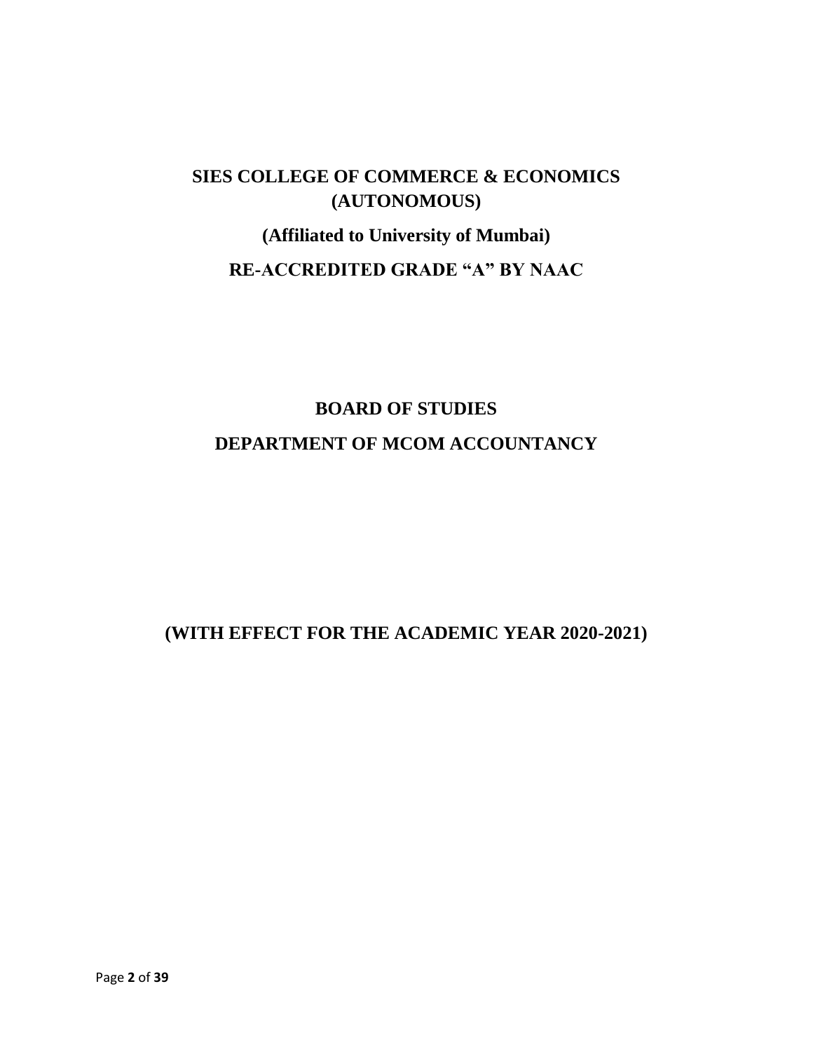# SIES COLLEGE OF COMMERCE & ECONOMICS (AUTONOMOUS)

## (Affiliated to University of Mumbai)

## RE-ACCREDITED GRADE "A" BY NAAC

## BOARD OF STUDIES

## DEPARTMENT OF MCOM ACCOUNTANCY

## (WITH EFFECT FOR THE ACADEMIC YEAR 2020-2021)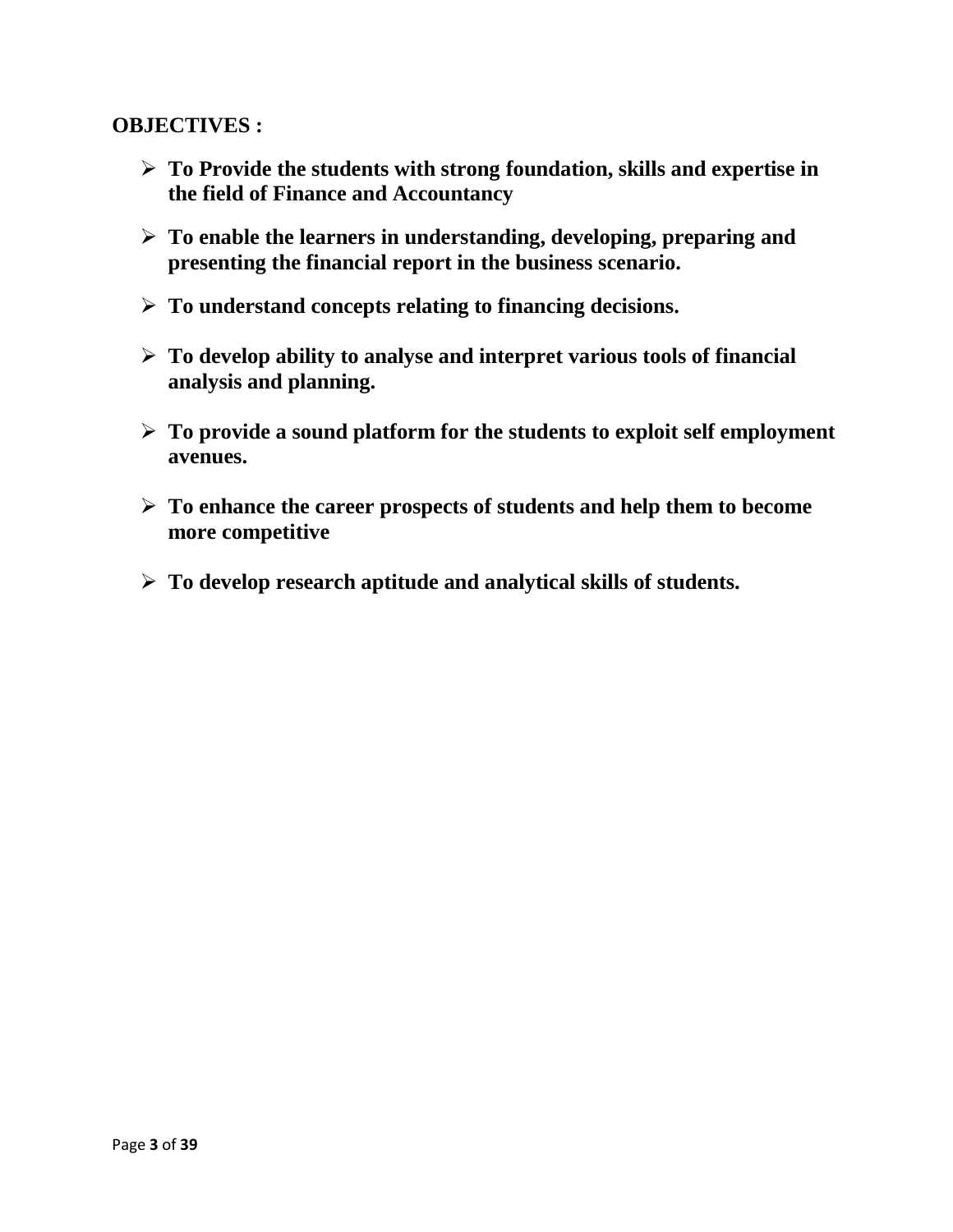**OBJECTIVES :**

- **To Provide the students with strong foundation, skills and expertise in the field of Finance and Accountancy**
- **To enable the learners in understanding, developing, preparing and presenting the financial report in the business scenario.**
- **To understand concepts relating to financing decisions.**
- **To develop ability to analyse and interpret various tools of financial analysis and planning.**
- **To provide a sound platform for the students to exploit self employment avenues.**
- **To enhance the career prospects of students and help them to become more competitive**
- **To develop research aptitude and analytical skills of students.**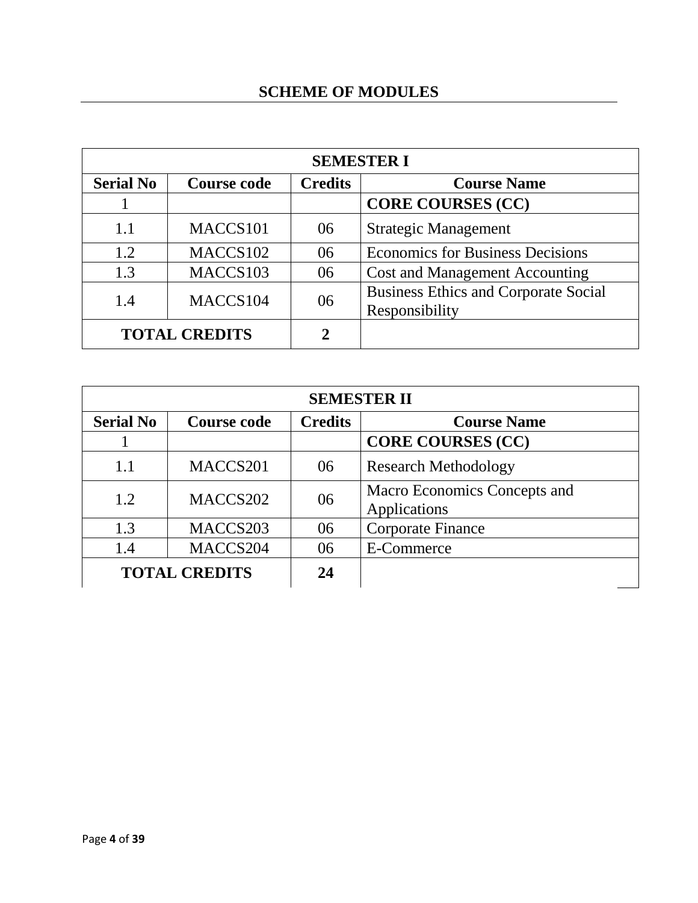## SCHEME OF MODULES

| SEMESTER I | | | |
|---|---|---|---|
| **Serial No** | **Course code** | **Credits** | **Course Name** |
| 1 | | | **CORE COURSES (CC)** |
| 1.1 | MACCS101 | 06 | Strategic Management |
| 1.2 | MACCS102 | 06 | Economics for Business Decisions |
| 1.3 | MACCS103 | 06 | Cost and Management Accounting |
| 1.4 | MACCS104 | 06 | Business Ethics and Corporate Social Responsibility |
| **TOTAL CREDITS** | | **2** | |

| SEMESTER II | | | |
|---|---|---|---|
| **Serial No** | **Course code** | **Credits** | **Course Name** |
| 1 | | | **CORE COURSES (CC)** |
| 1.1 | MACCS201 | 06 | Research Methodology |
| 1.2 | MACCS202 | 06 | Macro Economics Concepts and Applications |
| 1.3 | MACCS203 | 06 | Corporate Finance |
| 1.4 | MACCS204 | 06 | E-Commerce |
| **TOTAL CREDITS** | | **24** | |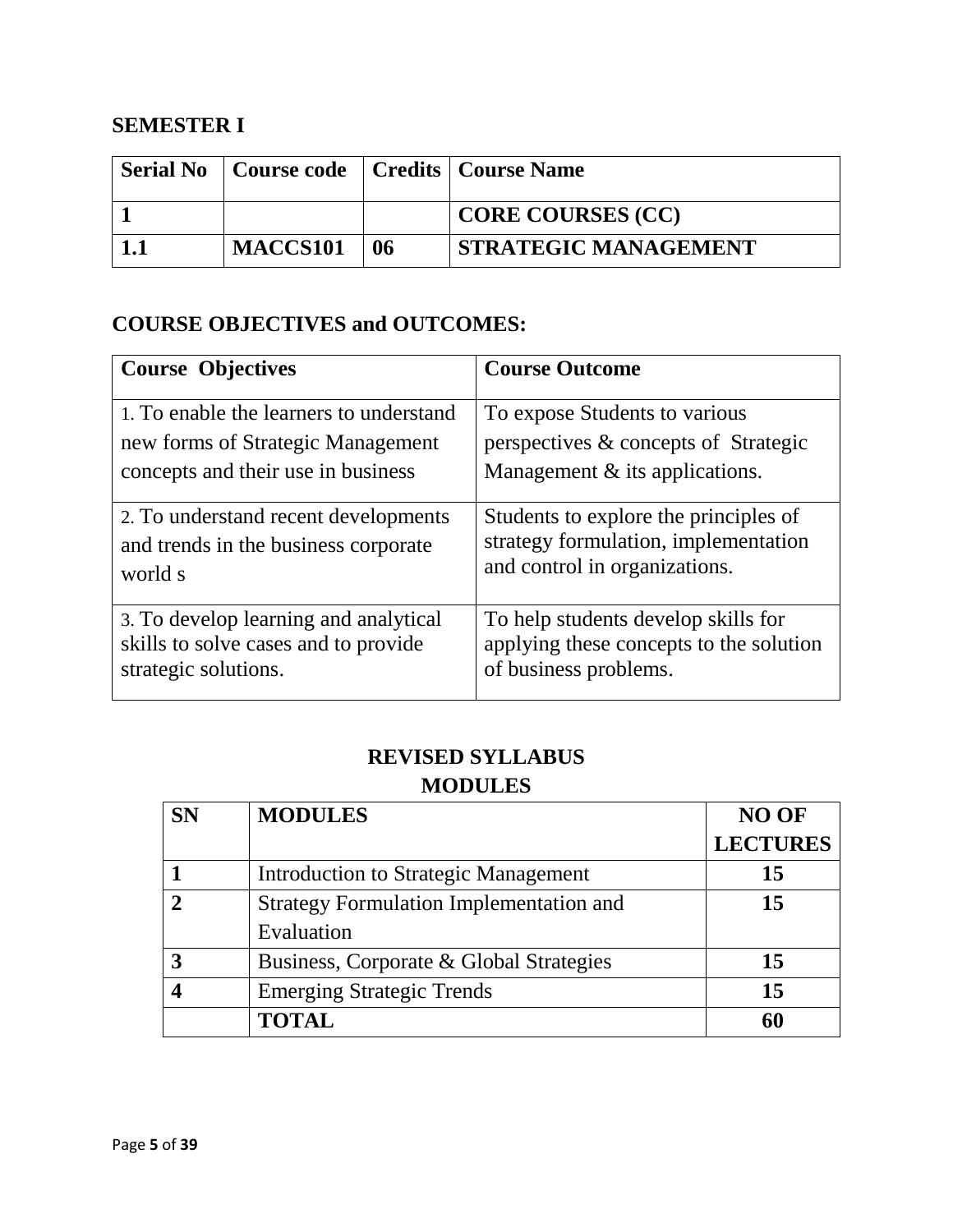## SEMESTER I

| Serial No | Course code | Credits | Course Name |
|---|---|---|---|
| **1** | | | **CORE COURSES (CC)** |
| **1.1** | **MACCS101** | **06** | **STRATEGIC MANAGEMENT** |

## COURSE OBJECTIVES and OUTCOMES:

| Course Objectives | Course Outcome |
|---|---|
| 1. To enable the learners to understand new forms of Strategic Management concepts and their use in business | To expose Students to various perspectives & concepts of Strategic Management & its applications. |
| 2. To understand recent developments and trends in the business corporate world s | Students to explore the principles of strategy formulation, implementation and control in organizations. |
| 3. To develop learning and analytical skills to solve cases and to provide strategic solutions. | To help students develop skills for applying these concepts to the solution of business problems. |

## REVISED SYLLABUS

### MODULES

| SN | MODULES | NO OF LECTURES |
|---|---|---|
| **1** | Introduction to Strategic Management | **15** |
| **2** | Strategy Formulation Implementation and Evaluation | **15** |
| **3** | Business, Corporate & Global Strategies | **15** |
| **4** | Emerging Strategic Trends | **15** |
| | **TOTAL** | **60** |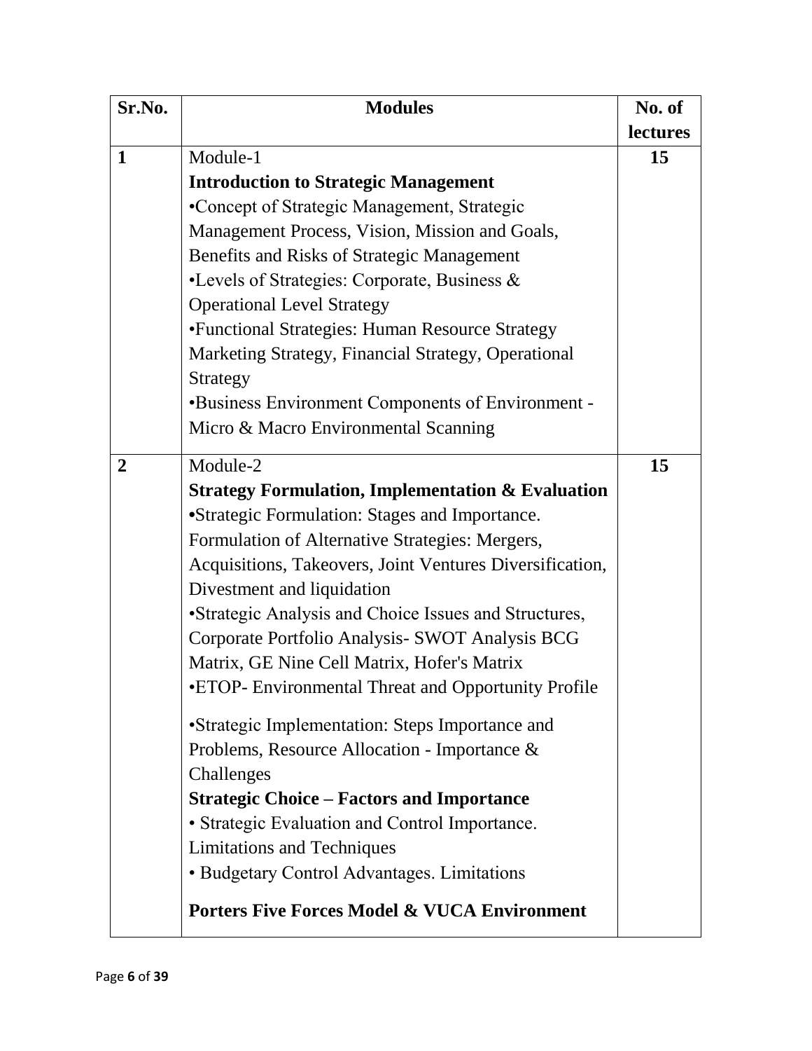| Sr.No. | Modules | No. of lectures |
|---|---|---|
| **1** | Module-1<br>**Introduction to Strategic Management**<br>•Concept of Strategic Management, Strategic Management Process, Vision, Mission and Goals, Benefits and Risks of Strategic Management<br>•Levels of Strategies: Corporate, Business & Operational Level Strategy<br>•Functional Strategies: Human Resource Strategy Marketing Strategy, Financial Strategy, Operational Strategy<br>•Business Environment Components of Environment - Micro & Macro Environmental Scanning | **15** |
| **2** | Module-2<br>**Strategy Formulation, Implementation & Evaluation**<br>•Strategic Formulation: Stages and Importance. Formulation of Alternative Strategies: Mergers, Acquisitions, Takeovers, Joint Ventures Diversification, Divestment and liquidation<br>•Strategic Analysis and Choice Issues and Structures, Corporate Portfolio Analysis- SWOT Analysis BCG Matrix, GE Nine Cell Matrix, Hofer's Matrix<br>•ETOP- Environmental Threat and Opportunity Profile<br>•Strategic Implementation: Steps Importance and Problems, Resource Allocation - Importance & Challenges<br>**Strategic Choice – Factors and Importance**<br>• Strategic Evaluation and Control Importance. Limitations and Techniques<br>• Budgetary Control Advantages. Limitations<br>**Porters Five Forces Model & VUCA Environment** | **15** |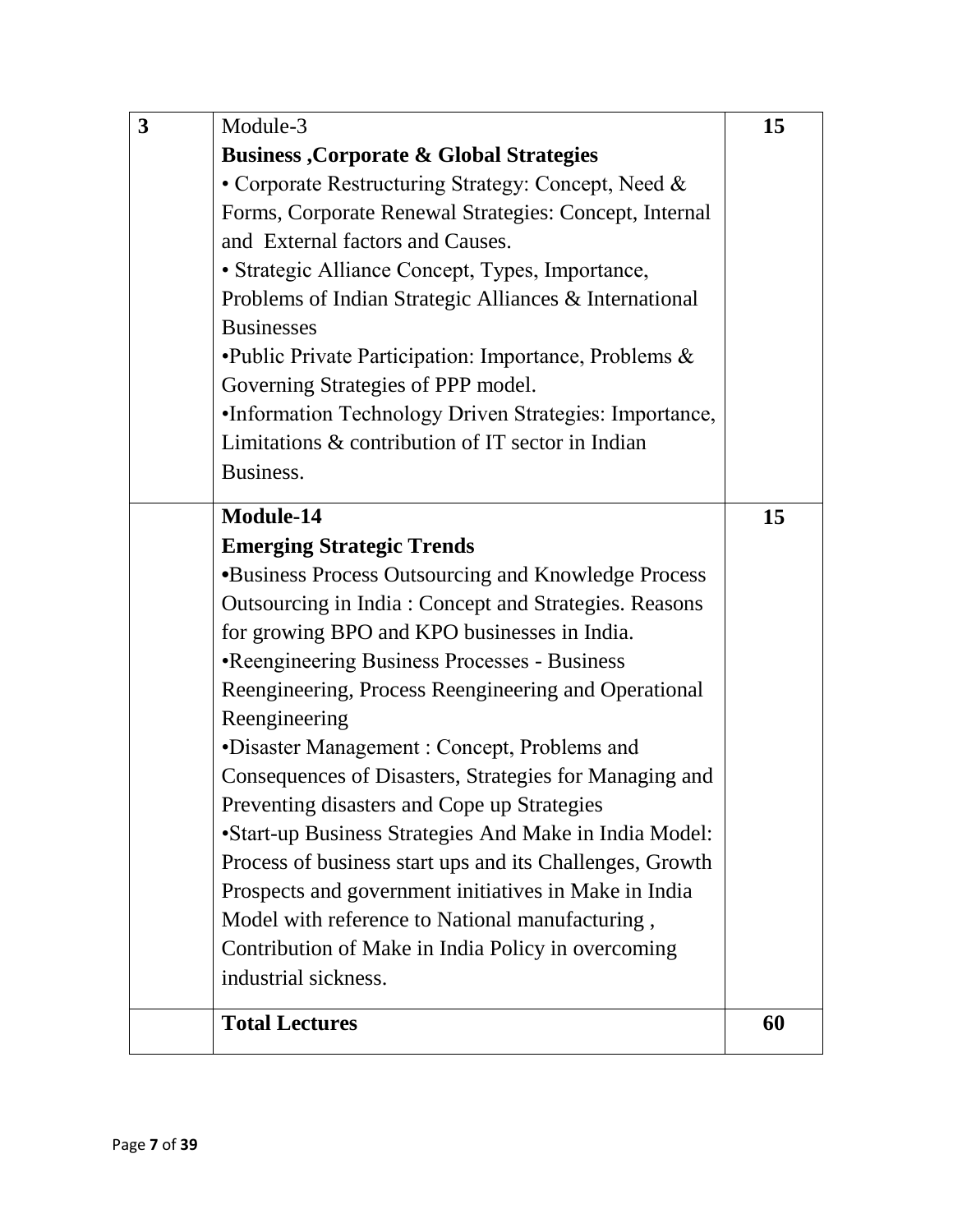| | | |
|---|---|---|
| **3** | Module-3<br>**Business ,Corporate & Global Strategies**<br>• Corporate Restructuring Strategy: Concept, Need & Forms, Corporate Renewal Strategies: Concept, Internal and External factors and Causes.<br>• Strategic Alliance Concept, Types, Importance, Problems of Indian Strategic Alliances & International Businesses<br>•Public Private Participation: Importance, Problems & Governing Strategies of PPP model.<br>•Information Technology Driven Strategies: Importance, Limitations & contribution of IT sector in Indian Business. | **15** |
| | **Module-14**<br>**Emerging Strategic Trends**<br>•Business Process Outsourcing and Knowledge Process Outsourcing in India : Concept and Strategies. Reasons for growing BPO and KPO businesses in India.<br>•Reengineering Business Processes - Business Reengineering, Process Reengineering and Operational Reengineering<br>•Disaster Management : Concept, Problems and Consequences of Disasters, Strategies for Managing and Preventing disasters and Cope up Strategies<br>•Start-up Business Strategies And Make in India Model: Process of business start ups and its Challenges, Growth Prospects and government initiatives in Make in India Model with reference to National manufacturing , Contribution of Make in India Policy in overcoming industrial sickness. | **15** |
| | **Total Lectures** | **60** |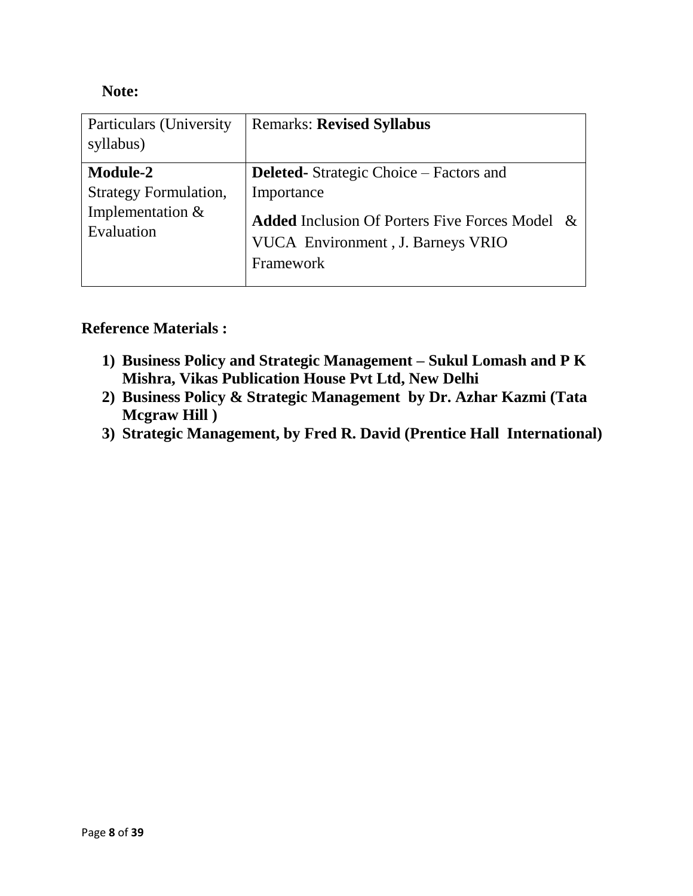**Note:**

| Particulars (University syllabus) | Remarks: **Revised Syllabus** |
| --- | --- |
| **Module-2**<br>Strategy Formulation, Implementation & Evaluation | **Deleted**- Strategic Choice – Factors and Importance<br>**Added** Inclusion Of Porters Five Forces Model & VUCA Environment , J. Barneys VRIO Framework |

**Reference Materials :**

1) **Business Policy and Strategic Management – Sukul Lomash and P K Mishra, Vikas Publication House Pvt Ltd, New Delhi**
2) **Business Policy & Strategic Management by Dr. Azhar Kazmi (Tata Mcgraw Hill )**
3) **Strategic Management, by Fred R. David (Prentice Hall International)**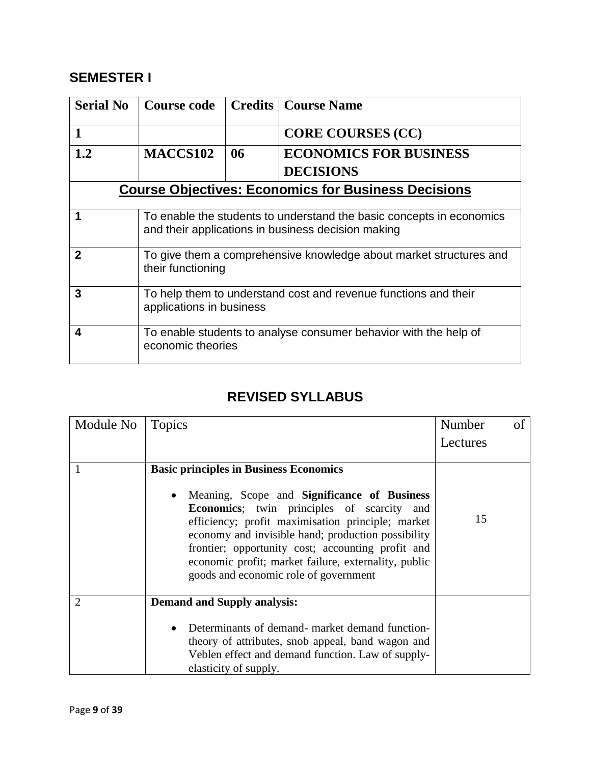## SEMESTER I

| Serial No | Course code | Credits | Course Name |
|---|---|---|---|
| **1** | | | **CORE COURSES (CC)** |
| **1.2** | **MACCS102** | **06** | **ECONOMICS FOR BUSINESS DECISIONS** |

| **Course Objectives: Economics for Business Decisions** | |
|---|---|
| **1** | To enable the students to understand the basic concepts in economics and their applications in business decision making |
| **2** | To give them a comprehensive knowledge about market structures and their functioning |
| **3** | To help them to understand cost and revenue functions and their applications in business |
| **4** | To enable students to analyse consumer behavior with the help of economic theories |

## REVISED SYLLABUS

| Module No | Topics | Number of Lectures |
|---|---|---|
| 1 | **Basic principles in Business Economics**<br>• Meaning, Scope and **Significance of Business Economics**; twin principles of scarcity and efficiency; profit maximisation principle; market economy and invisible hand; production possibility frontier; opportunity cost; accounting profit and economic profit; market failure, externality, public goods and economic role of government | 15 |
| 2 | **Demand and Supply analysis:**<br>• Determinants of demand- market demand function- theory of attributes, snob appeal, band wagon and Veblen effect and demand function. Law of supply- elasticity of supply. | |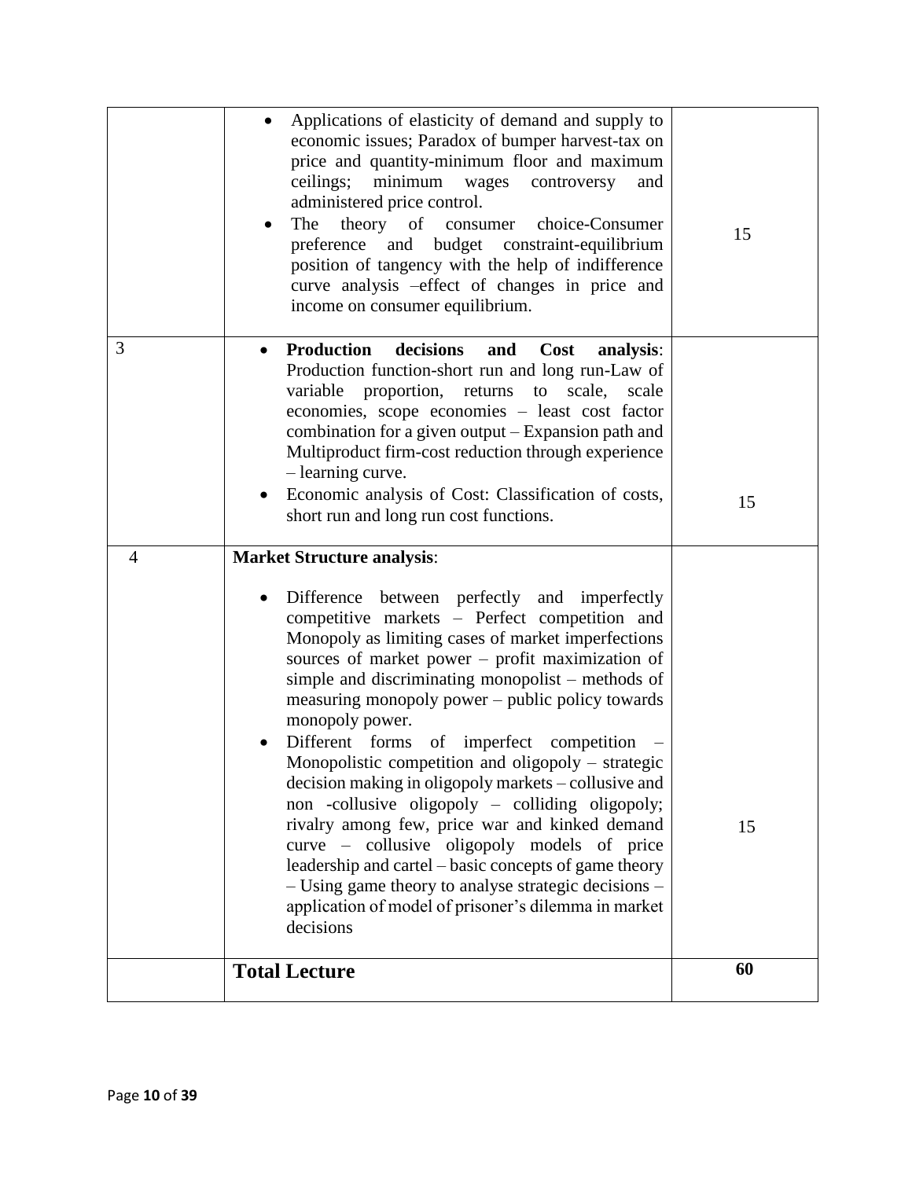| | | |
|---|---|---|
| | • Applications of elasticity of demand and supply to economic issues; Paradox of bumper harvest-tax on price and quantity-minimum floor and maximum ceilings; minimum wages controversy and administered price control.<br>• The theory of consumer choice-Consumer preference and budget constraint-equilibrium position of tangency with the help of indifference curve analysis –effect of changes in price and income on consumer equilibrium. | 15 |
| 3 | • **Production decisions and Cost analysis**: Production function-short run and long run-Law of variable proportion, returns to scale, scale economies, scope economies – least cost factor combination for a given output – Expansion path and Multiproduct firm-cost reduction through experience – learning curve.<br>• Economic analysis of Cost: Classification of costs, short run and long run cost functions. | 15 |
| 4 | **Market Structure analysis**:<br>• Difference between perfectly and imperfectly competitive markets – Perfect competition and Monopoly as limiting cases of market imperfections sources of market power – profit maximization of simple and discriminating monopolist – methods of measuring monopoly power – public policy towards monopoly power.<br>• Different forms of imperfect competition – Monopolistic competition and oligopoly – strategic decision making in oligopoly markets – collusive and non -collusive oligopoly – colliding oligopoly; rivalry among few, price war and kinked demand curve – collusive oligopoly models of price leadership and cartel – basic concepts of game theory – Using game theory to analyse strategic decisions – application of model of prisoner's dilemma in market decisions | 15 |
| | **Total Lecture** | **60** |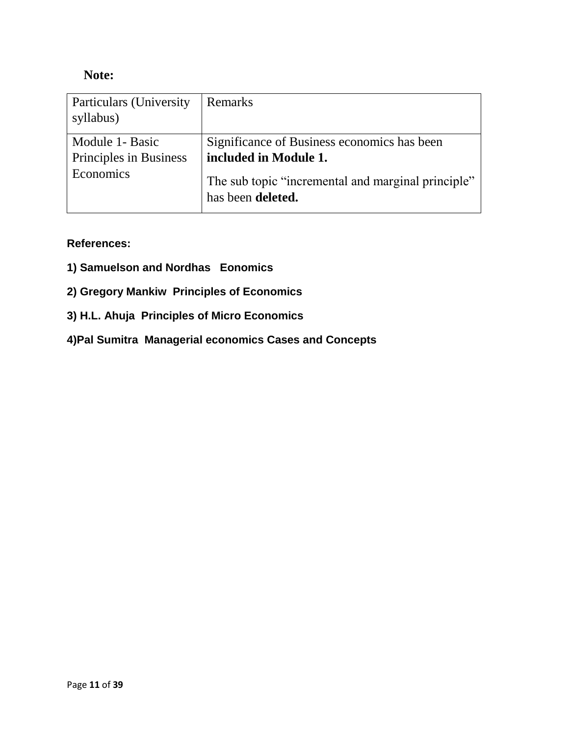**Note:**

| Particulars (University syllabus) | Remarks |
|---|---|
| Module 1- Basic Principles in Business Economics | Significance of Business economics has been **included in Module 1.** The sub topic "incremental and marginal principle" has been **deleted.** |

**References:**

**1) Samuelson and Nordhas Eonomics**

**2) Gregory Mankiw Principles of Economics**

**3) H.L. Ahuja Principles of Micro Economics**

**4)Pal Sumitra Managerial economics Cases and Concepts**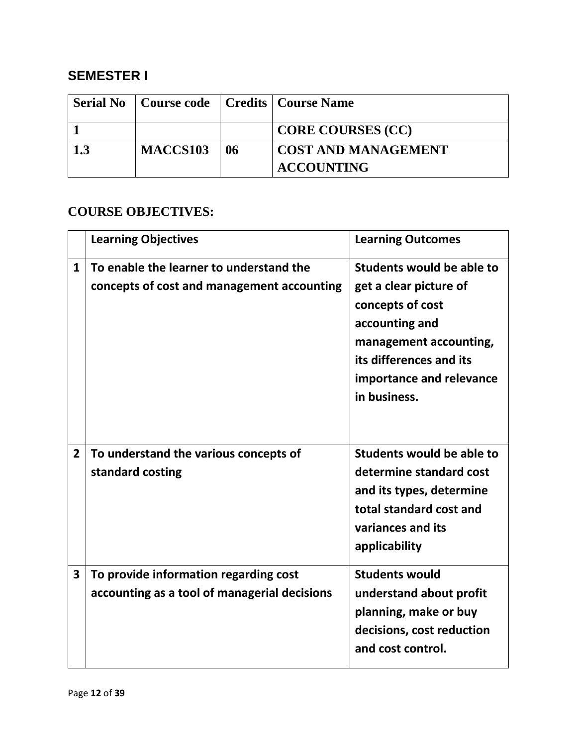## SEMESTER I

| Serial No | Course code | Credits | Course Name |
|---|---|---|---|
| **1** | | | **CORE COURSES (CC)** |
| **1.3** | **MACCS103** | **06** | **COST AND MANAGEMENT ACCOUNTING** |

## COURSE OBJECTIVES:

| | Learning Objectives | Learning Outcomes |
|---|---|---|
| **1** | **To enable the learner to understand the concepts of cost and management accounting** | **Students would be able to get a clear picture of concepts of cost accounting and management accounting, its differences and its importance and relevance in business.** |
| **2** | **To understand the various concepts of standard costing** | **Students would be able to determine standard cost and its types, determine total standard cost and variances and its applicability** |
| **3** | **To provide information regarding cost accounting as a tool of managerial decisions** | **Students would understand about profit planning, make or buy decisions, cost reduction and cost control.** |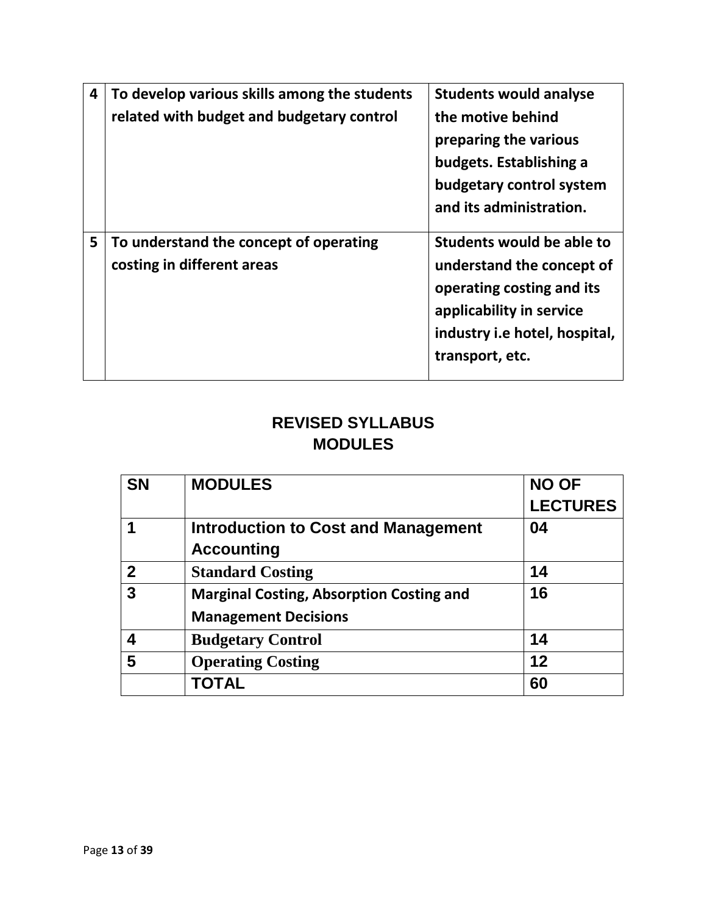| | | |
|---|---|---|
| **4** | **To develop various skills among the students related with budget and budgetary control** | **Students would analyse the motive behind preparing the various budgets. Establishing a budgetary control system and its administration.** |
| **5** | **To understand the concept of operating costing in different areas** | **Students would be able to understand the concept of operating costing and its applicability in service industry i.e hotel, hospital, transport, etc.** |

## REVISED SYLLABUS
## MODULES

| SN | MODULES | NO OF LECTURES |
|---|---|---|
| 1 | Introduction to Cost and Management Accounting | 04 |
| 2 | Standard Costing | 14 |
| 3 | Marginal Costing, Absorption Costing and Management Decisions | 16 |
| 4 | Budgetary Control | 14 |
| 5 | Operating Costing | 12 |
| | TOTAL | 60 |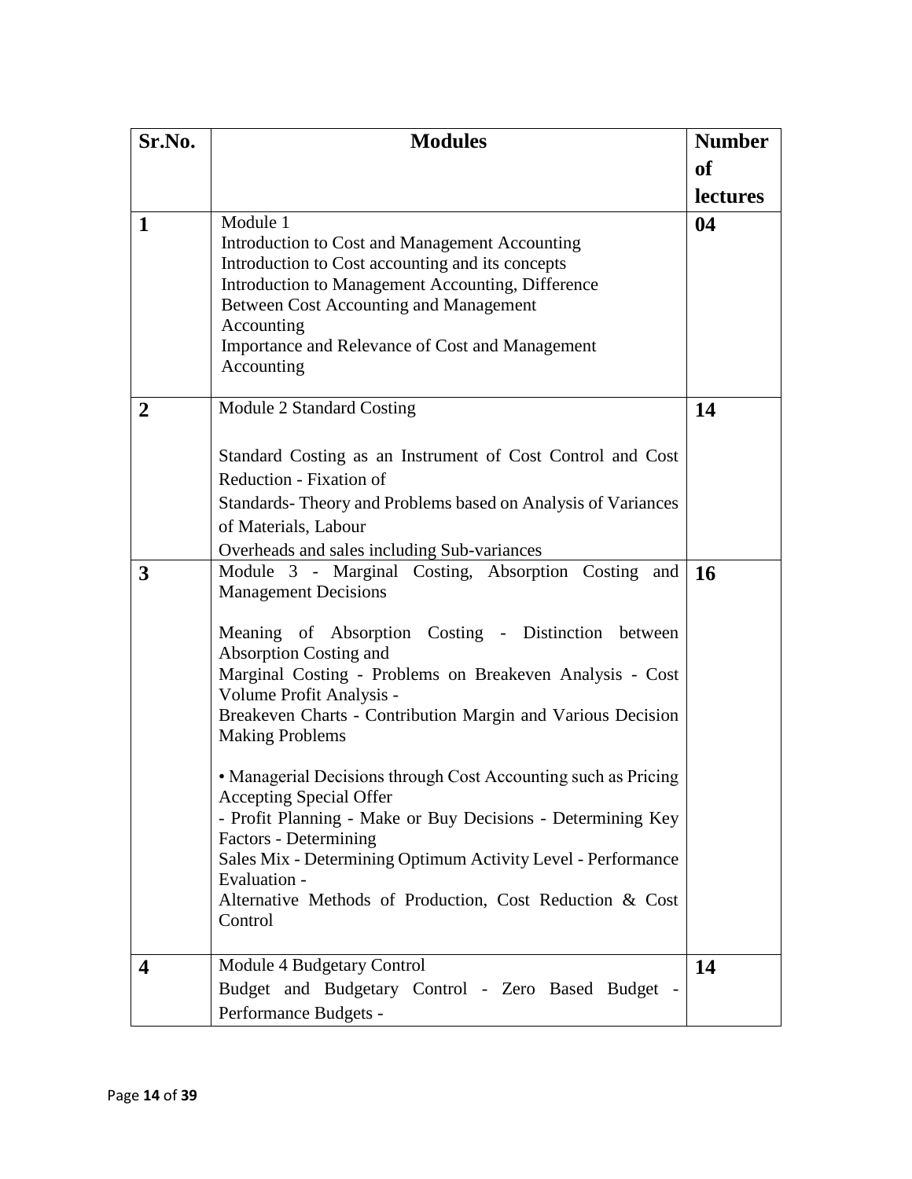| Sr.No. | Modules | Number of lectures |
|---|---|---|
| 1 | Module 1<br>Introduction to Cost and Management Accounting<br>Introduction to Cost accounting and its concepts<br>Introduction to Management Accounting, Difference Between Cost Accounting and Management Accounting<br>Importance and Relevance of Cost and Management Accounting | 04 |
| 2 | Module 2 Standard Costing<br><br>Standard Costing as an Instrument of Cost Control and Cost Reduction - Fixation of<br>Standards- Theory and Problems based on Analysis of Variances of Materials, Labour<br>Overheads and sales including Sub-variances | 14 |
| 3 | Module 3 - Marginal Costing, Absorption Costing and Management Decisions<br><br>Meaning of Absorption Costing - Distinction between Absorption Costing and<br>Marginal Costing - Problems on Breakeven Analysis - Cost Volume Profit Analysis -<br>Breakeven Charts - Contribution Margin and Various Decision Making Problems<br><br>• Managerial Decisions through Cost Accounting such as Pricing Accepting Special Offer<br>- Profit Planning - Make or Buy Decisions - Determining Key Factors - Determining<br>Sales Mix - Determining Optimum Activity Level - Performance Evaluation -<br>Alternative Methods of Production, Cost Reduction & Cost Control | 16 |
| 4 | Module 4 Budgetary Control<br>Budget and Budgetary Control - Zero Based Budget - Performance Budgets - | 14 |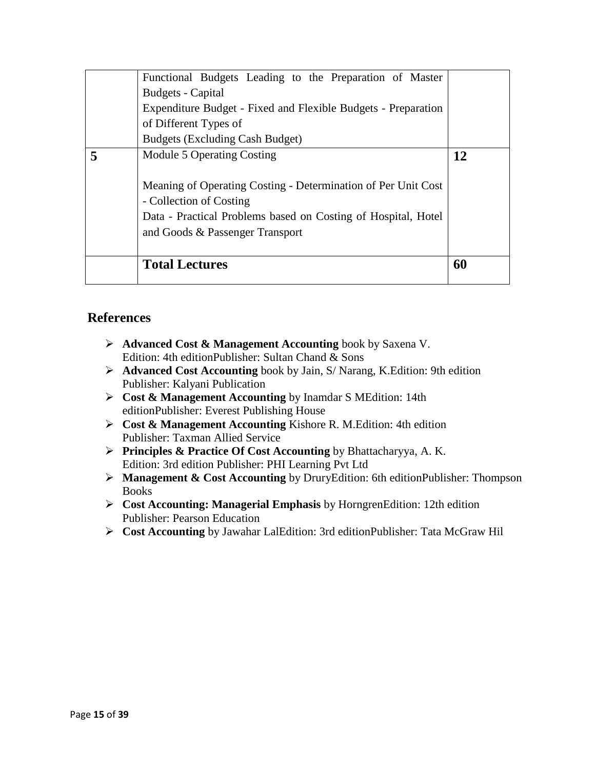| | | |
|---|---|---|
| | Functional Budgets Leading to the Preparation of Master Budgets - Capital<br>Expenditure Budget - Fixed and Flexible Budgets - Preparation of Different Types of<br>Budgets (Excluding Cash Budget) | |
| **5** | Module 5 Operating Costing<br><br>Meaning of Operating Costing - Determination of Per Unit Cost - Collection of Costing<br>Data - Practical Problems based on Costing of Hospital, Hotel and Goods & Passenger Transport | **12** |
| | **Total Lectures** | **60** |

## References

- **Advanced Cost & Management Accounting** book by Saxena V.
  Edition: 4th editionPublisher: Sultan Chand & Sons
- **Advanced Cost Accounting** book by Jain, S/ Narang, K.Edition: 9th edition
  Publisher: Kalyani Publication
- **Cost & Management Accounting** by Inamdar S MEdition: 14th editionPublisher: Everest Publishing House
- **Cost & Management Accounting** Kishore R. M.Edition: 4th edition
  Publisher: Taxman Allied Service
- **Principles & Practice Of Cost Accounting** by Bhattacharyya, A. K.
  Edition: 3rd edition Publisher: PHI Learning Pvt Ltd
- **Management & Cost Accounting** by DruryEdition: 6th editionPublisher: Thompson Books
- **Cost Accounting: Managerial Emphasis** by HorngrenEdition: 12th edition
  Publisher: Pearson Education
- **Cost Accounting** by Jawahar LalEdition: 3rd editionPublisher: Tata McGraw Hil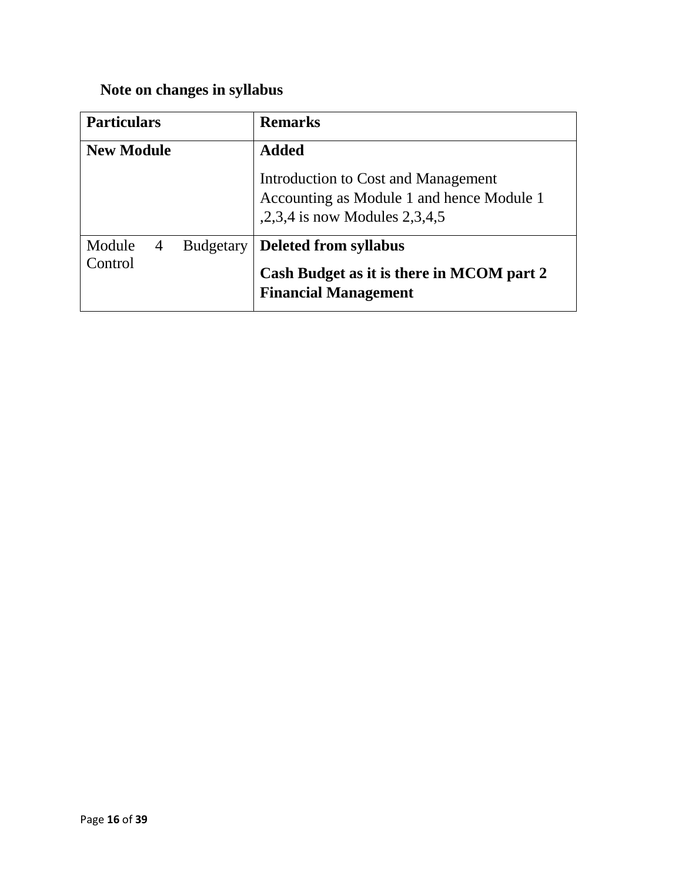**Note on changes in syllabus**

| **Particulars** | **Remarks** |
| --- | --- |
| **New Module** | **Added**<br><br>Introduction to Cost and Management Accounting as Module 1 and hence Module 1 ,2,3,4 is now Modules 2,3,4,5 |
| Module 4 Budgetary Control | **Deleted from syllabus**<br><br>**Cash Budget as it is there in MCOM part 2 Financial Management** |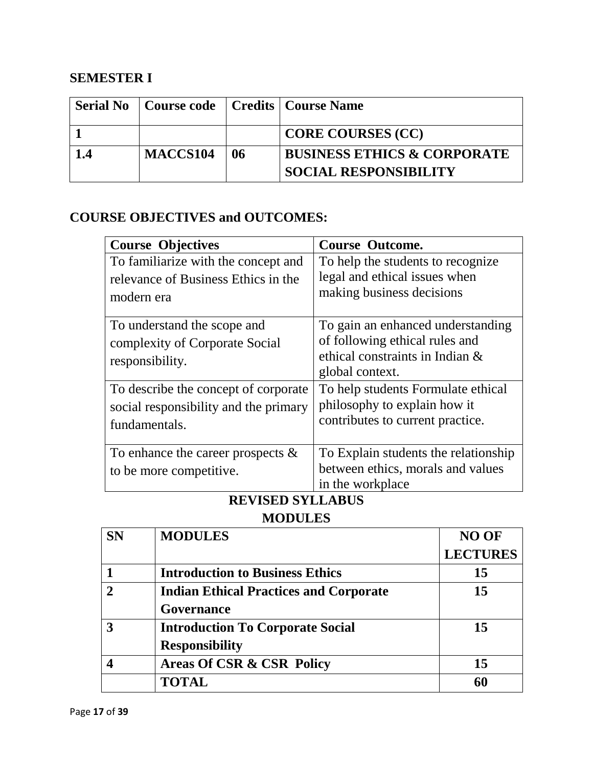## SEMESTER I

| Serial No | Course code | Credits | Course Name |
|---|---|---|---|
| 1 | | | CORE COURSES (CC) |
| 1.4 | MACCS104 | 06 | BUSINESS ETHICS & CORPORATE SOCIAL RESPONSIBILITY |

## COURSE OBJECTIVES and OUTCOMES:

| Course Objectives | Course Outcome. |
|---|---|
| To familiarize with the concept and relevance of Business Ethics in the modern era | To help the students to recognize legal and ethical issues when making business decisions |
| To understand the scope and complexity of Corporate Social responsibility. | To gain an enhanced understanding of following ethical rules and ethical constraints in Indian & global context. |
| To describe the concept of corporate social responsibility and the primary fundamentals. | To help students Formulate ethical philosophy to explain how it contributes to current practice. |
| To enhance the career prospects & to be more competitive. | To Explain students the relationship between ethics, morals and values in the workplace |

## REVISED SYLLABUS

## MODULES

| SN | MODULES | NO OF LECTURES |
|---|---|---|
| 1 | Introduction to Business Ethics | 15 |
| 2 | Indian Ethical Practices and Corporate Governance | 15 |
| 3 | Introduction To Corporate Social Responsibility | 15 |
| 4 | Areas Of CSR & CSR Policy | 15 |
| | TOTAL | 60 |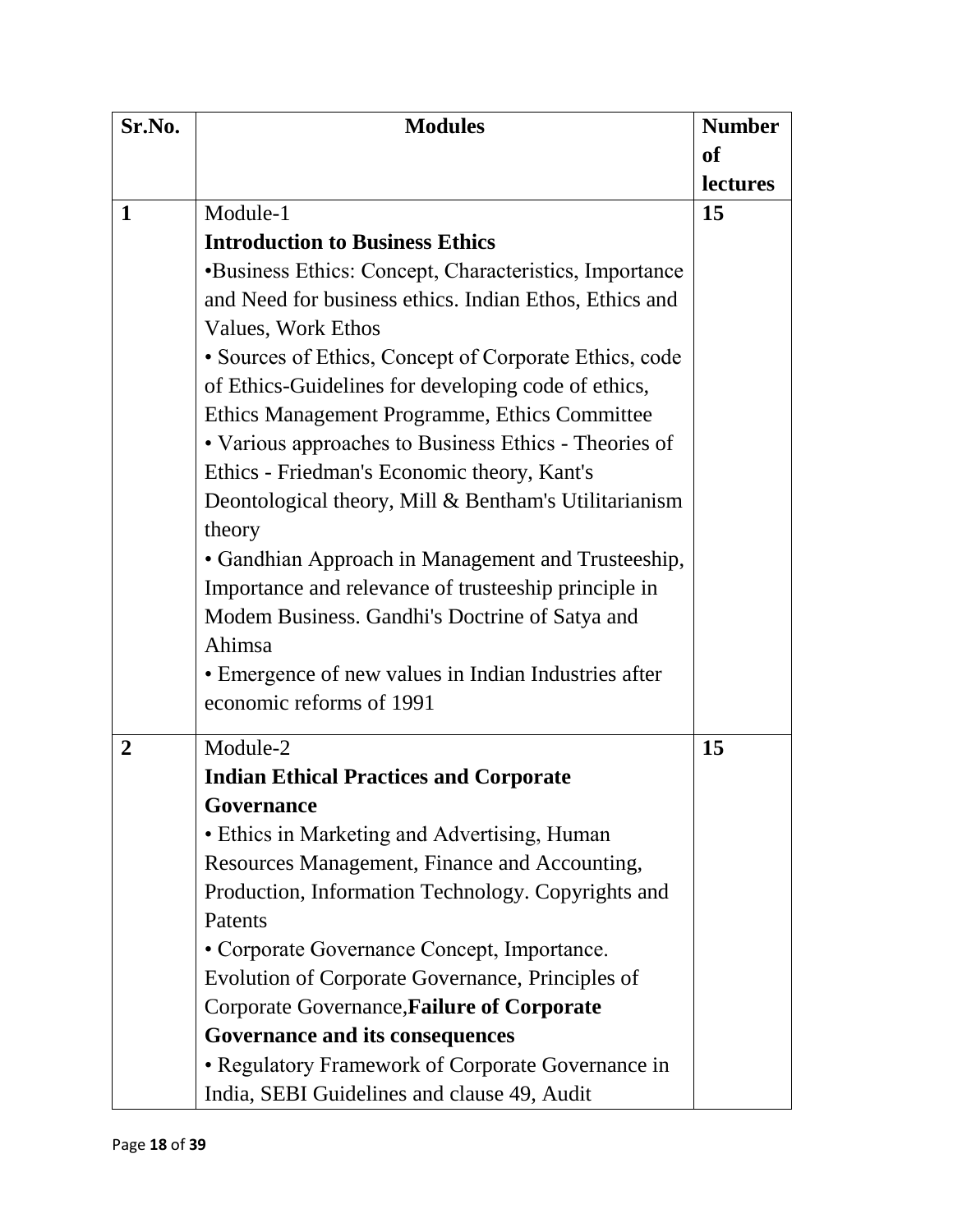| Sr.No. | Modules | Number of lectures |
|---|---|---|
| **1** | Module-1<br>**Introduction to Business Ethics**<br>•Business Ethics: Concept, Characteristics, Importance and Need for business ethics. Indian Ethos, Ethics and Values, Work Ethos<br>• Sources of Ethics, Concept of Corporate Ethics, code of Ethics-Guidelines for developing code of ethics, Ethics Management Programme, Ethics Committee<br>• Various approaches to Business Ethics - Theories of Ethics - Friedman's Economic theory, Kant's Deontological theory, Mill & Bentham's Utilitarianism theory<br>• Gandhian Approach in Management and Trusteeship, Importance and relevance of trusteeship principle in Modem Business. Gandhi's Doctrine of Satya and Ahimsa<br>• Emergence of new values in Indian Industries after economic reforms of 1991 | **15** |
| **2** | Module-2<br>**Indian Ethical Practices and Corporate Governance**<br>• Ethics in Marketing and Advertising, Human Resources Management, Finance and Accounting, Production, Information Technology. Copyrights and Patents<br>• Corporate Governance Concept, Importance. Evolution of Corporate Governance, Principles of Corporate Governance,**Failure of Corporate Governance and its consequences**<br>• Regulatory Framework of Corporate Governance in India, SEBI Guidelines and clause 49, Audit | **15** |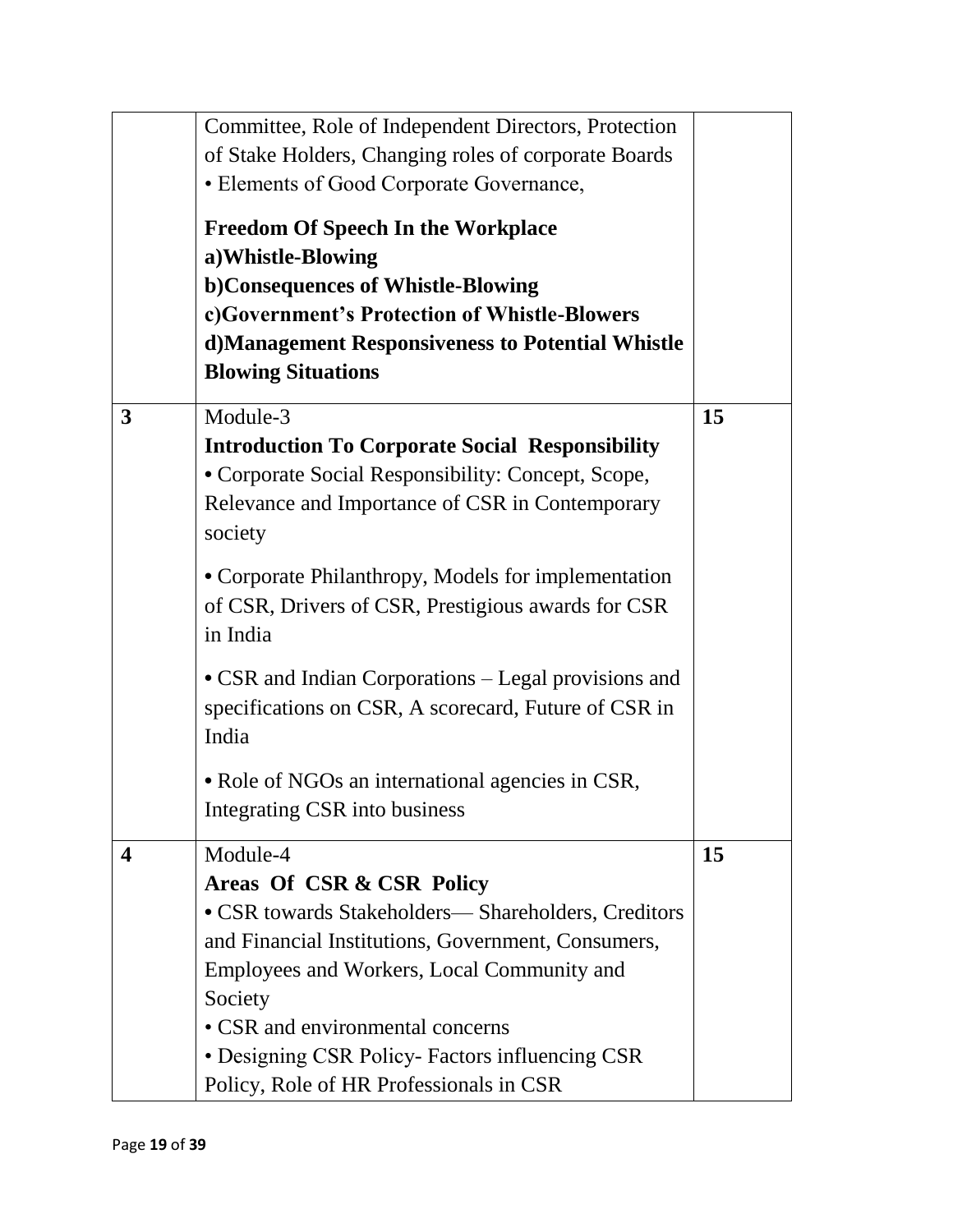| | | |
|---|---|---|
| | Committee, Role of Independent Directors, Protection of Stake Holders, Changing roles of corporate Boards<br>• Elements of Good Corporate Governance,<br><br>**Freedom Of Speech In the Workplace**<br>**a)Whistle-Blowing**<br>**b)Consequences of Whistle-Blowing**<br>**c)Government's Protection of Whistle-Blowers**<br>**d)Management Responsiveness to Potential Whistle Blowing Situations** | |
| **3** | Module-3<br>**Introduction To Corporate Social Responsibility**<br>• Corporate Social Responsibility: Concept, Scope, Relevance and Importance of CSR in Contemporary society<br><br>• Corporate Philanthropy, Models for implementation of CSR, Drivers of CSR, Prestigious awards for CSR in India<br><br>• CSR and Indian Corporations – Legal provisions and specifications on CSR, A scorecard, Future of CSR in India<br><br>• Role of NGOs an international agencies in CSR, Integrating CSR into business | **15** |
| **4** | Module-4<br>**Areas Of CSR & CSR Policy**<br>• CSR towards Stakeholders— Shareholders, Creditors and Financial Institutions, Government, Consumers, Employees and Workers, Local Community and Society<br>• CSR and environmental concerns<br>• Designing CSR Policy- Factors influencing CSR Policy, Role of HR Professionals in CSR | **15** |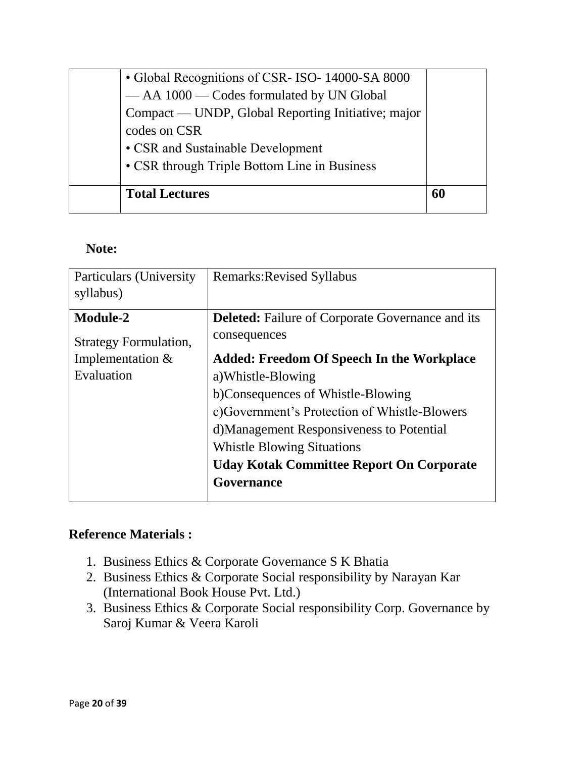| | | |
|---|---|---|
| | • Global Recognitions of CSR- ISO- 14000-SA 8000 — AA 1000 — Codes formulated by UN Global Compact — UNDP, Global Reporting Initiative; major codes on CSR<br>• CSR and Sustainable Development<br>• CSR through Triple Bottom Line in Business | |
| | **Total Lectures** | **60** |

**Note:**

| Particulars (University syllabus) | Remarks:Revised Syllabus |
|---|---|
| **Module-2**<br>Strategy Formulation, Implementation & Evaluation | **Deleted:** Failure of Corporate Governance and its consequences<br>**Added: Freedom Of Speech In the Workplace**<br>a)Whistle-Blowing<br>b)Consequences of Whistle-Blowing<br>c)Government's Protection of Whistle-Blowers<br>d)Management Responsiveness to Potential Whistle Blowing Situations<br>**Uday Kotak Committee Report On Corporate Governance** |

**Reference Materials :**

1. Business Ethics & Corporate Governance S K Bhatia
2. Business Ethics & Corporate Social responsibility by Narayan Kar (International Book House Pvt. Ltd.)
3. Business Ethics & Corporate Social responsibility Corp. Governance by Saroj Kumar & Veera Karoli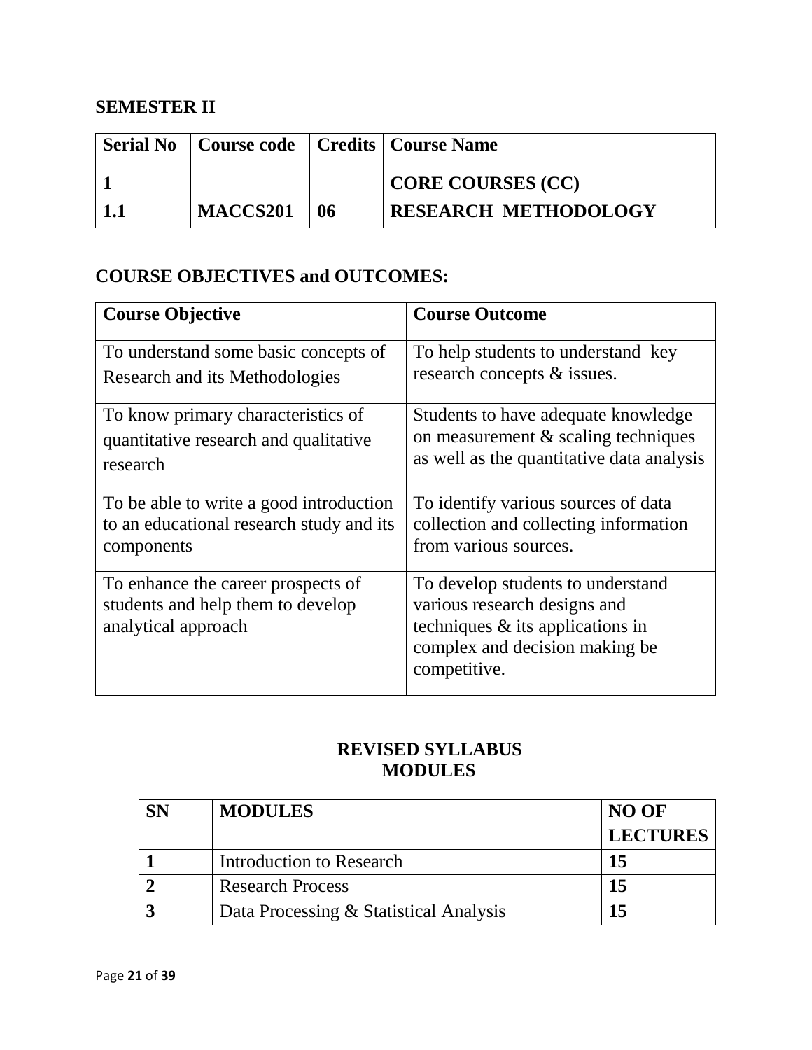## SEMESTER II

| Serial No | Course code | Credits | Course Name |
|---|---|---|---|
| 1 | | | CORE COURSES (CC) |
| 1.1 | MACCS201 | 06 | RESEARCH METHODOLOGY |

## COURSE OBJECTIVES and OUTCOMES:

| Course Objective | Course Outcome |
|---|---|
| To understand some basic concepts of Research and its Methodologies | To help students to understand key research concepts & issues. |
| To know primary characteristics of quantitative research and qualitative research | Students to have adequate knowledge on measurement & scaling techniques as well as the quantitative data analysis |
| To be able to write a good introduction to an educational research study and its components | To identify various sources of data collection and collecting information from various sources. |
| To enhance the career prospects of students and help them to develop analytical approach | To develop students to understand various research designs and techniques & its applications in complex and decision making be competitive. |

### REVISED SYLLABUS
### MODULES

| SN | MODULES | NO OF LECTURES |
|---|---|---|
| 1 | Introduction to Research | 15 |
| 2 | Research Process | 15 |
| 3 | Data Processing & Statistical Analysis | 15 |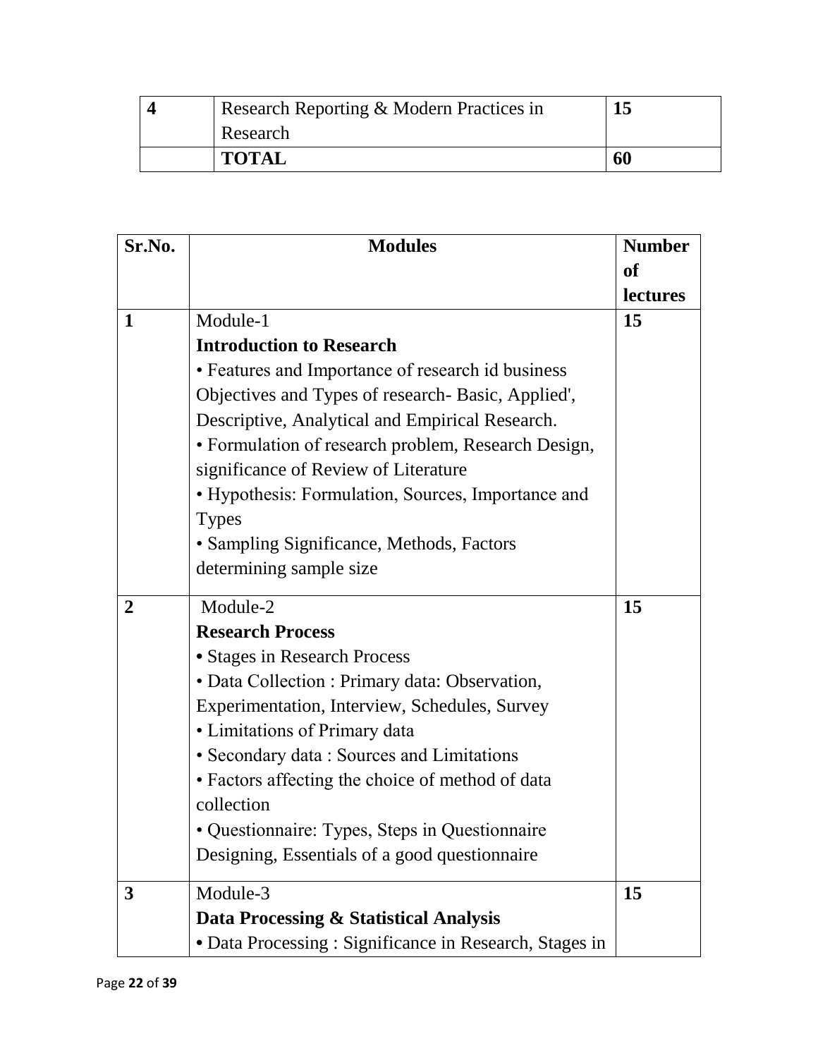| | | |
|---|---|---|
| **4** | Research Reporting & Modern Practices in Research | **15** |
| | **TOTAL** | **60** |

| Sr.No. | Modules | Number of lectures |
|---|---|---|
| **1** | Module-1<br>**Introduction to Research**<br>• Features and Importance of research id business Objectives and Types of research- Basic, Applied', Descriptive, Analytical and Empirical Research.<br>• Formulation of research problem, Research Design, significance of Review of Literature<br>• Hypothesis: Formulation, Sources, Importance and Types<br>• Sampling Significance, Methods, Factors determining sample size | **15** |
| **2** | Module-2<br>**Research Process**<br>• Stages in Research Process<br>• Data Collection : Primary data: Observation, Experimentation, Interview, Schedules, Survey<br>• Limitations of Primary data<br>• Secondary data : Sources and Limitations<br>• Factors affecting the choice of method of data collection<br>• Questionnaire: Types, Steps in Questionnaire Designing, Essentials of a good questionnaire | **15** |
| **3** | Module-3<br>**Data Processing & Statistical Analysis**<br>• Data Processing : Significance in Research, Stages in | **15** |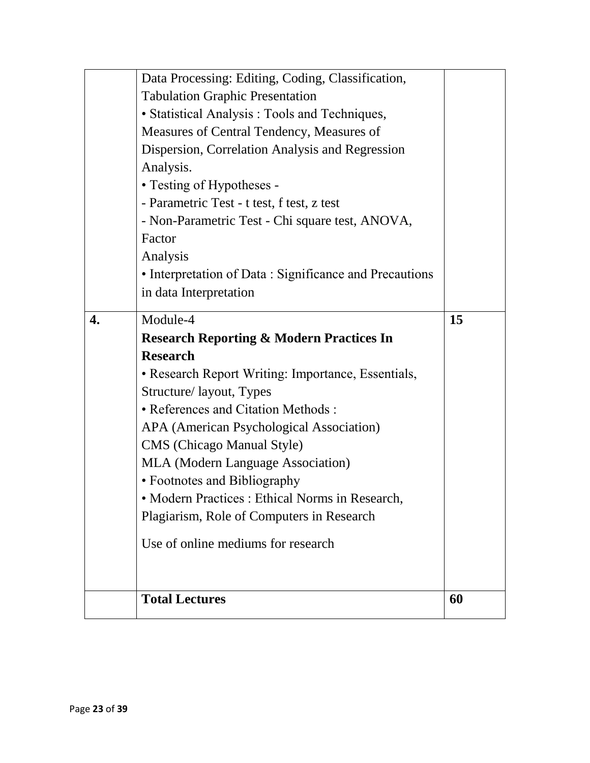| | | |
|---|---|---|
| | Data Processing: Editing, Coding, Classification, Tabulation Graphic Presentation<br>• Statistical Analysis : Tools and Techniques, Measures of Central Tendency, Measures of Dispersion, Correlation Analysis and Regression Analysis.<br>• Testing of Hypotheses -<br>- Parametric Test - t test, f test, z test<br>- Non-Parametric Test - Chi square test, ANOVA, Factor<br>Analysis<br>• Interpretation of Data : Significance and Precautions in data Interpretation | |
| **4.** | Module-4<br>**Research Reporting & Modern Practices In Research**<br>• Research Report Writing: Importance, Essentials, Structure/ layout, Types<br>• References and Citation Methods :<br>APA (American Psychological Association)<br>CMS (Chicago Manual Style)<br>MLA (Modern Language Association)<br>• Footnotes and Bibliography<br>• Modern Practices : Ethical Norms in Research, Plagiarism, Role of Computers in Research<br>Use of online mediums for research | **15** |
| | **Total Lectures** | **60** |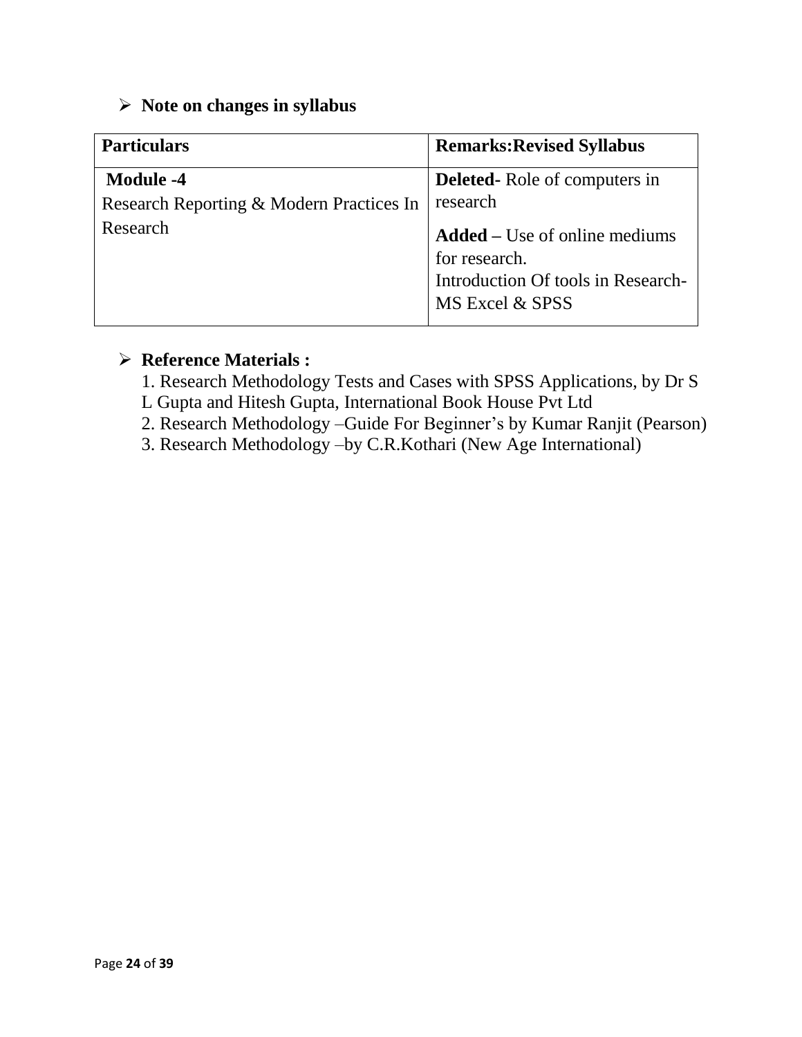- **Note on changes in syllabus**

| **Particulars** | **Remarks:Revised Syllabus** |
| --- | --- |
| **Module -4**<br>Research Reporting & Modern Practices In Research | **Deleted-** Role of computers in research<br>**Added –** Use of online mediums for research.<br>Introduction Of tools in Research-MS Excel & SPSS |

- **Reference Materials :**
  1. Research Methodology Tests and Cases with SPSS Applications, by Dr S L Gupta and Hitesh Gupta, International Book House Pvt Ltd
  2. Research Methodology –Guide For Beginner's by Kumar Ranjit (Pearson)
  3. Research Methodology –by C.R.Kothari (New Age International)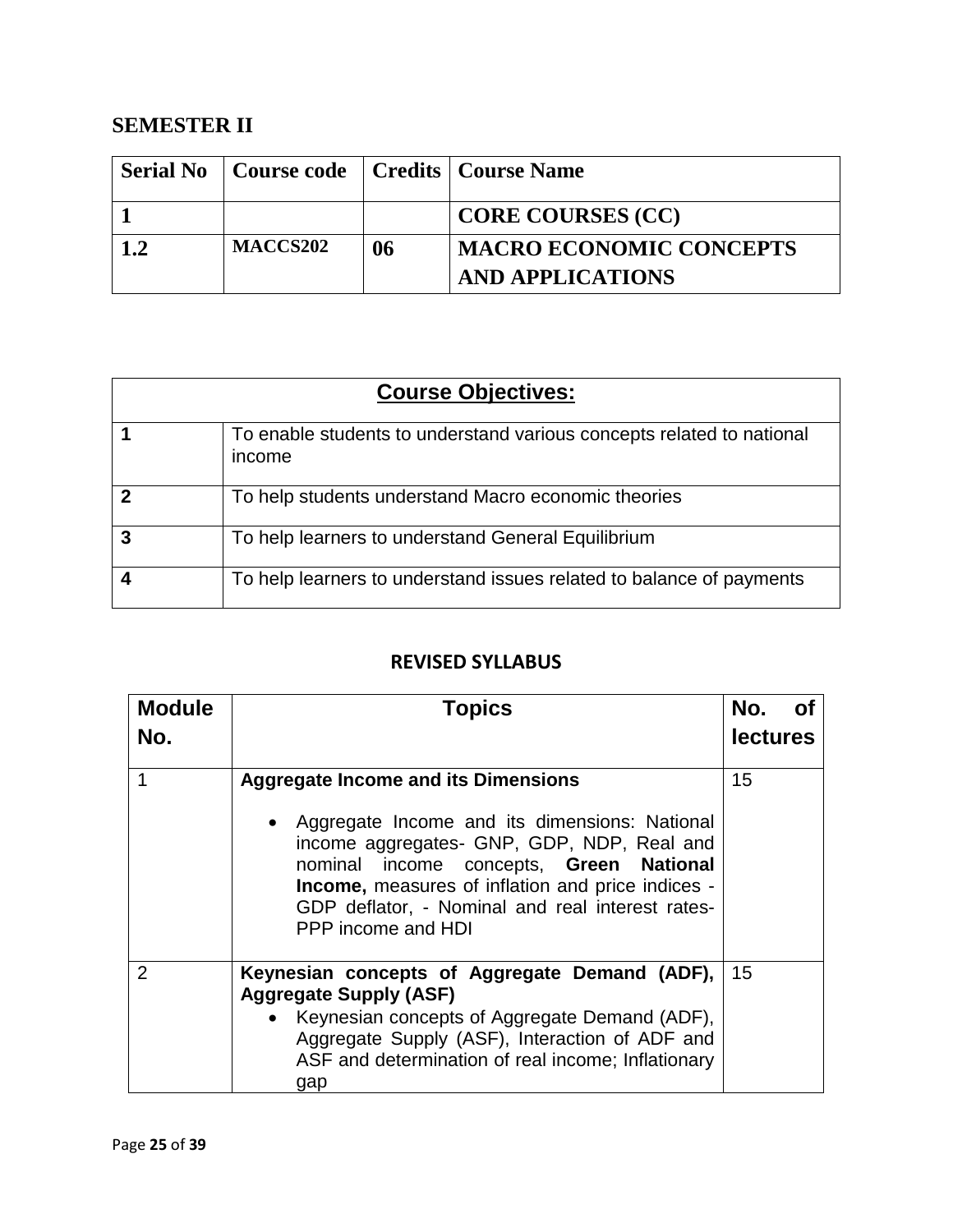## SEMESTER II

| Serial No | Course code | Credits | Course Name |
|---|---|---|---|
| **1** | | | **CORE COURSES (CC)** |
| **1.2** | **MACCS202** | **06** | **MACRO ECONOMIC CONCEPTS AND APPLICATIONS** |

| **Course Objectives:** | |
|---|---|
| **1** | To enable students to understand various concepts related to national income |
| **2** | To help students understand Macro economic theories |
| **3** | To help learners to understand General Equilibrium |
| **4** | To help learners to understand issues related to balance of payments |

### REVISED SYLLABUS

| Module No. | Topics | No. of lectures |
|---|---|---|
| 1 | **Aggregate Income and its Dimensions**<br>• Aggregate Income and its dimensions: National income aggregates- GNP, GDP, NDP, Real and nominal income concepts, **Green National Income,** measures of inflation and price indices - GDP deflator, - Nominal and real interest rates- PPP income and HDI | 15 |
| 2 | **Keynesian concepts of Aggregate Demand (ADF), Aggregate Supply (ASF)**<br>• Keynesian concepts of Aggregate Demand (ADF), Aggregate Supply (ASF), Interaction of ADF and ASF and determination of real income; Inflationary gap | 15 |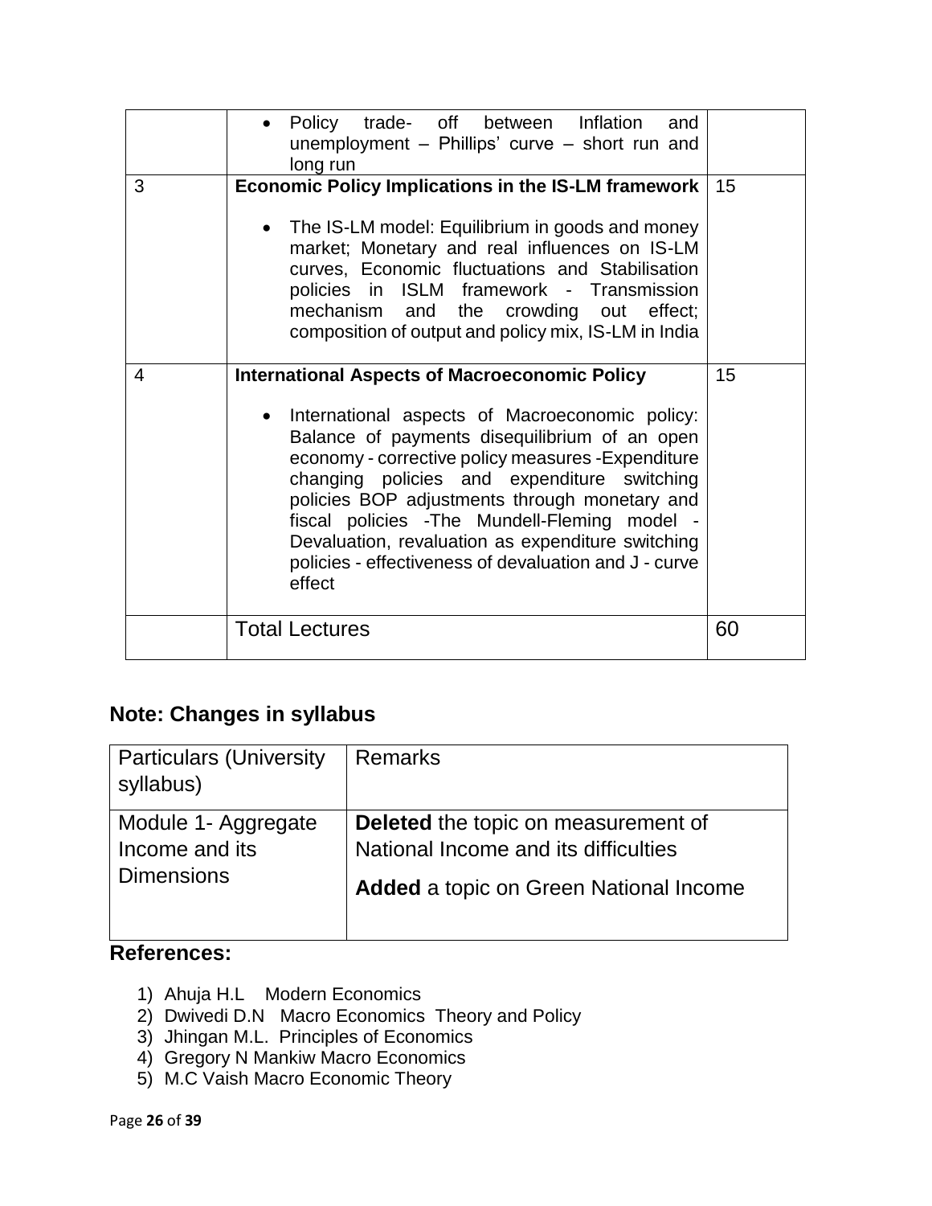| | | |
|---|---|---|
| | • Policy trade- off between Inflation and unemployment – Phillips' curve – short run and long run | |
| 3 | **Economic Policy Implications in the IS-LM framework**<br><br>• The IS-LM model: Equilibrium in goods and money market; Monetary and real influences on IS-LM curves, Economic fluctuations and Stabilisation policies in ISLM framework - Transmission mechanism and the crowding out effect; composition of output and policy mix, IS-LM in India | 15 |
| 4 | **International Aspects of Macroeconomic Policy**<br><br>• International aspects of Macroeconomic policy: Balance of payments disequilibrium of an open economy - corrective policy measures -Expenditure changing policies and expenditure switching policies BOP adjustments through monetary and fiscal policies -The Mundell-Fleming model - Devaluation, revaluation as expenditure switching policies - effectiveness of devaluation and J - curve effect | 15 |
| | Total Lectures | 60 |

## Note: Changes in syllabus

| Particulars (University syllabus) | Remarks |
|---|---|
| Module 1- Aggregate Income and its Dimensions | **Deleted** the topic on measurement of National Income and its difficulties<br><br>**Added** a topic on Green National Income |

## References:

1) Ahuja H.L Modern Economics
2) Dwivedi D.N Macro Economics Theory and Policy
3) Jhingan M.L. Principles of Economics
4) Gregory N Mankiw Macro Economics
5) M.C Vaish Macro Economic Theory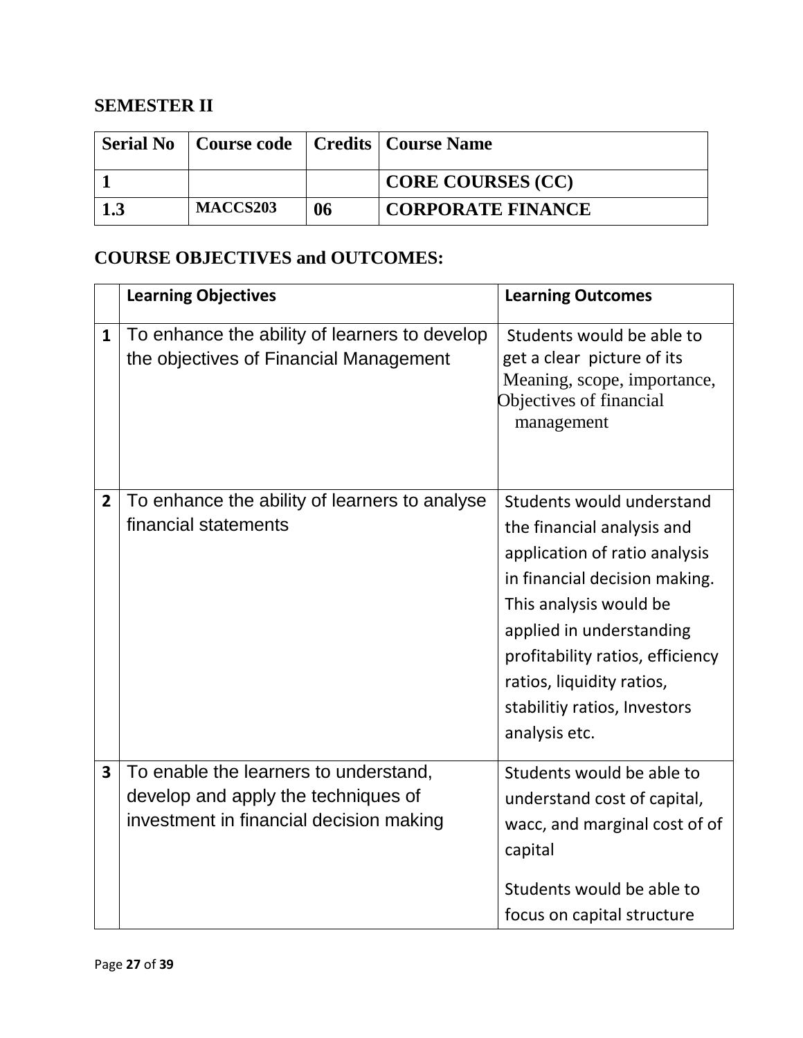## SEMESTER II

| Serial No | Course code | Credits | Course Name |
|---|---|---|---|
| 1 | | | CORE COURSES (CC) |
| 1.3 | MACCS203 | 06 | CORPORATE FINANCE |

## COURSE OBJECTIVES and OUTCOMES:

| | Learning Objectives | Learning Outcomes |
|---|---|---|
| 1 | To enhance the ability of learners to develop the objectives of Financial Management | Students would be able to get a clear picture of its Meaning, scope, importance, Objectives of financial management |
| 2 | To enhance the ability of learners to analyse financial statements | Students would understand the financial analysis and application of ratio analysis in financial decision making. This analysis would be applied in understanding profitability ratios, efficiency ratios, liquidity ratios, stabilitiy ratios, Investors analysis etc. |
| 3 | To enable the learners to understand, develop and apply the techniques of investment in financial decision making | Students would be able to understand cost of capital, wacc, and marginal cost of of capital<br><br>Students would be able to focus on capital structure |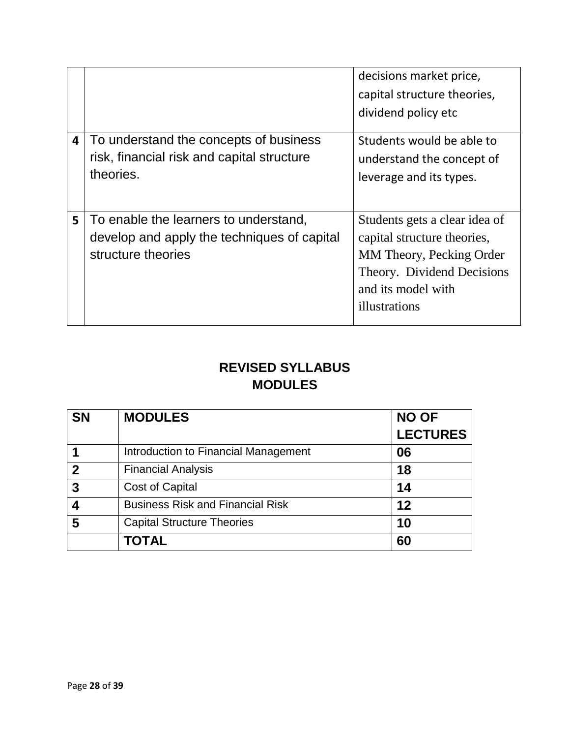| | | |
|---|---|---|
| | | decisions market price, capital structure theories, dividend policy etc |
| **4** | To understand the concepts of business risk, financial risk and capital structure theories. | Students would be able to understand the concept of leverage and its types. |
| **5** | To enable the learners to understand, develop and apply the techniques of capital structure theories | Students gets a clear idea of capital structure theories, MM Theory, Pecking Order Theory. Dividend Decisions and its model with illustrations |

## REVISED SYLLABUS
## MODULES

| SN | MODULES | NO OF LECTURES |
|---|---|---|
| **1** | Introduction to Financial Management | **06** |
| **2** | Financial Analysis | **18** |
| **3** | Cost of Capital | **14** |
| **4** | Business Risk and Financial Risk | **12** |
| **5** | Capital Structure Theories | **10** |
| | **TOTAL** | **60** |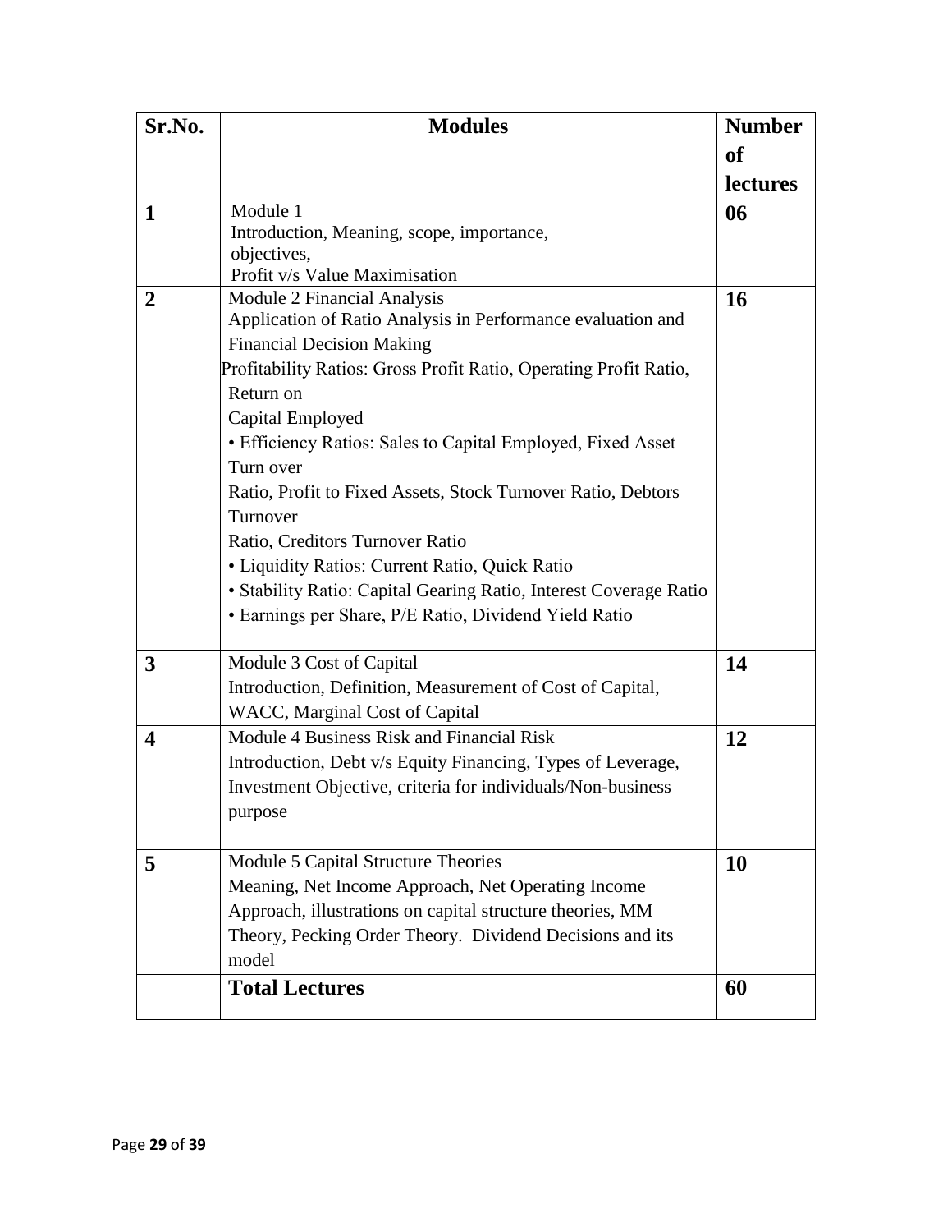| Sr.No. | Modules | Number of lectures |
|---|---|---|
| 1 | Module 1<br>Introduction, Meaning, scope, importance, objectives,<br>Profit v/s Value Maximisation | 06 |
| 2 | Module 2 Financial Analysis<br>Application of Ratio Analysis in Performance evaluation and Financial Decision Making<br>Profitability Ratios: Gross Profit Ratio, Operating Profit Ratio, Return on Capital Employed<br>• Efficiency Ratios: Sales to Capital Employed, Fixed Asset Turn over Ratio, Profit to Fixed Assets, Stock Turnover Ratio, Debtors Turnover Ratio, Creditors Turnover Ratio<br>• Liquidity Ratios: Current Ratio, Quick Ratio<br>• Stability Ratio: Capital Gearing Ratio, Interest Coverage Ratio<br>• Earnings per Share, P/E Ratio, Dividend Yield Ratio | 16 |
| 3 | Module 3 Cost of Capital<br>Introduction, Definition, Measurement of Cost of Capital, WACC, Marginal Cost of Capital | 14 |
| 4 | Module 4 Business Risk and Financial Risk<br>Introduction, Debt v/s Equity Financing, Types of Leverage, Investment Objective, criteria for individuals/Non-business purpose | 12 |
| 5 | Module 5 Capital Structure Theories<br>Meaning, Net Income Approach, Net Operating Income Approach, illustrations on capital structure theories, MM Theory, Pecking Order Theory. Dividend Decisions and its model | 10 |
| | **Total Lectures** | **60** |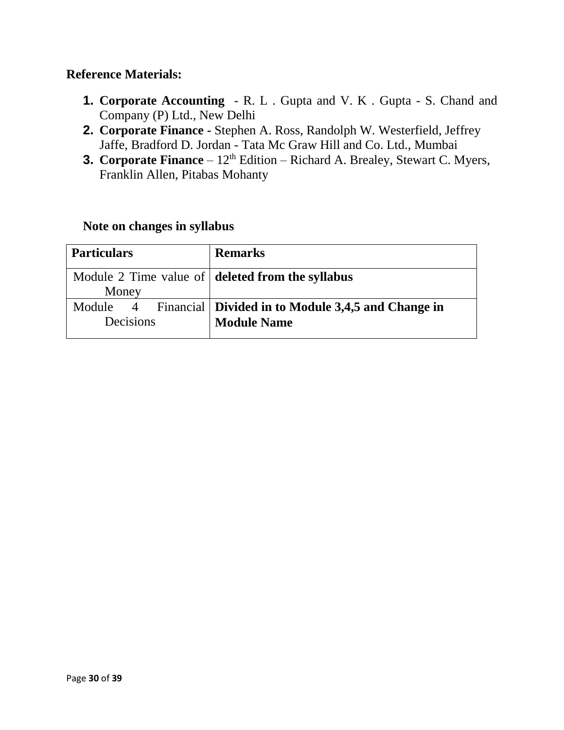**Reference Materials:**

1. **Corporate Accounting** - R. L . Gupta and V. K . Gupta - S. Chand and Company (P) Ltd., New Delhi
2. **Corporate Finance -** Stephen A. Ross, Randolph W. Westerfield, Jeffrey Jaffe, Bradford D. Jordan - Tata Mc Graw Hill and Co. Ltd., Mumbai
3. **Corporate Finance** – 12th Edition – Richard A. Brealey, Stewart C. Myers, Franklin Allen, Pitabas Mohanty

**Note on changes in syllabus**

| Particulars | Remarks |
| --- | --- |
| Module 2 Time value of Money | **deleted from the syllabus** |
| Module 4 Financial Decisions | **Divided in to Module 3,4,5 and Change in Module Name** |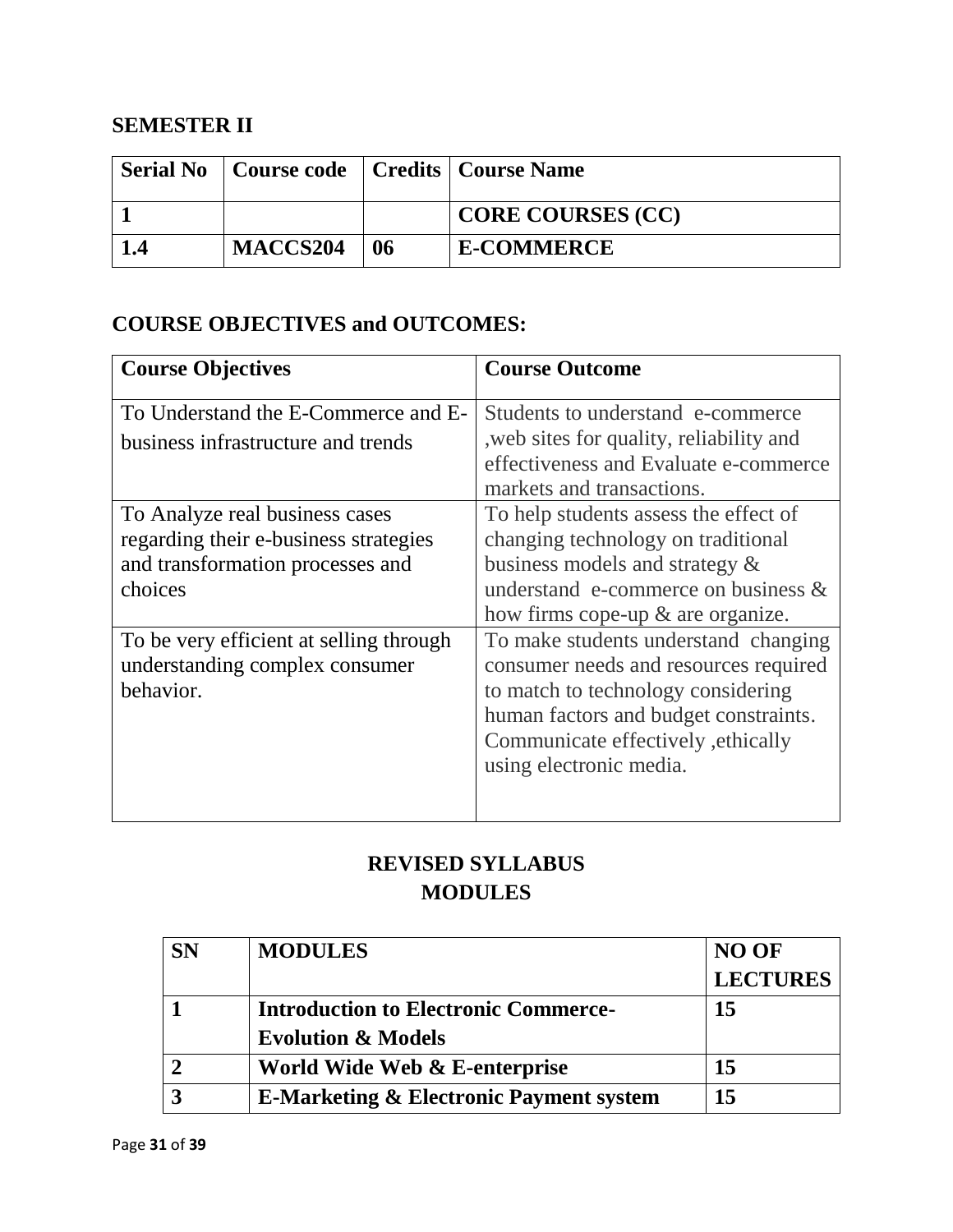## SEMESTER II

| Serial No | Course code | Credits | Course Name |
|---|---|---|---|
| **1** | | | **CORE COURSES (CC)** |
| **1.4** | **MACCS204** | **06** | **E-COMMERCE** |

## COURSE OBJECTIVES and OUTCOMES:

| Course Objectives | Course Outcome |
|---|---|
| To Understand the E-Commerce and E-business infrastructure and trends | Students to understand e-commerce ,web sites for quality, reliability and effectiveness and Evaluate e-commerce markets and transactions. |
| To Analyze real business cases regarding their e-business strategies and transformation processes and choices | To help students assess the effect of changing technology on traditional business models and strategy & understand e-commerce on business & how firms cope-up & are organize. |
| To be very efficient at selling through understanding complex consumer behavior. | To make students understand changing consumer needs and resources required to match to technology considering human factors and budget constraints. Communicate effectively ,ethically using electronic media. |

## REVISED SYLLABUS
## MODULES

| SN | MODULES | NO OF LECTURES |
|---|---|---|
| **1** | **Introduction to Electronic Commerce- Evolution & Models** | **15** |
| **2** | **World Wide Web & E-enterprise** | **15** |
| **3** | **E-Marketing & Electronic Payment system** | **15** |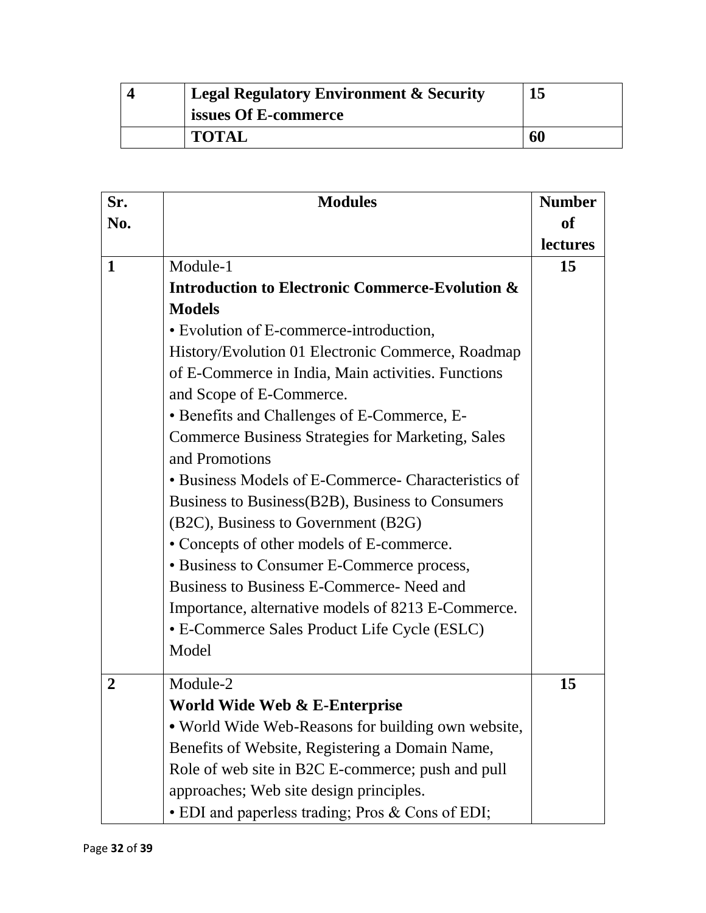| | | |
|---|---|---|
| **4** | **Legal Regulatory Environment & Security issues Of E-commerce** | **15** |
| | **TOTAL** | **60** |

| **Sr. No.** | **Modules** | **Number of lectures** |
|---|---|---|
| **1** | Module-1<br>**Introduction to Electronic Commerce-Evolution & Models**<br>• Evolution of E-commerce-introduction, History/Evolution 01 Electronic Commerce, Roadmap of E-Commerce in India, Main activities. Functions and Scope of E-Commerce.<br>• Benefits and Challenges of E-Commerce, E-Commerce Business Strategies for Marketing, Sales and Promotions<br>• Business Models of E-Commerce- Characteristics of Business to Business(B2B), Business to Consumers (B2C), Business to Government (B2G)<br>• Concepts of other models of E-commerce.<br>• Business to Consumer E-Commerce process, Business to Business E-Commerce- Need and Importance, alternative models of 8213 E-Commerce.<br>• E-Commerce Sales Product Life Cycle (ESLC) Model | **15** |
| **2** | Module-2<br>**World Wide Web & E-Enterprise**<br>• World Wide Web-Reasons for building own website, Benefits of Website, Registering a Domain Name, Role of web site in B2C E-commerce; push and pull approaches; Web site design principles.<br>• EDI and paperless trading; Pros & Cons of EDI; | **15** |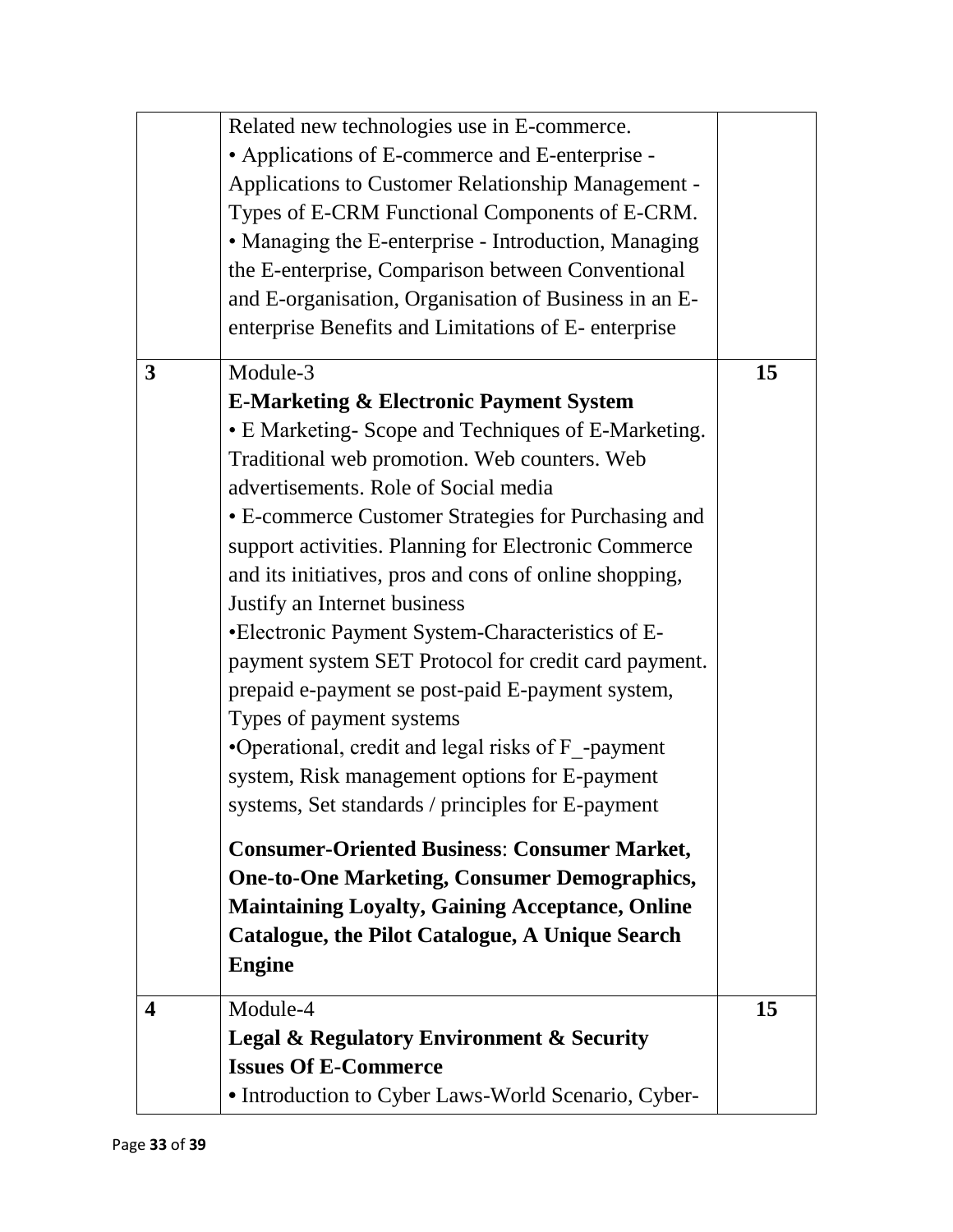| | | |
|---|---|---|
| | Related new technologies use in E-commerce.<br>• Applications of E-commerce and E-enterprise - Applications to Customer Relationship Management - Types of E-CRM Functional Components of E-CRM.<br>• Managing the E-enterprise - Introduction, Managing the E-enterprise, Comparison between Conventional and E-organisation, Organisation of Business in an E-enterprise Benefits and Limitations of E- enterprise | |
| **3** | Module-3<br>**E-Marketing & Electronic Payment System**<br>• E Marketing- Scope and Techniques of E-Marketing. Traditional web promotion. Web counters. Web advertisements. Role of Social media<br>• E-commerce Customer Strategies for Purchasing and support activities. Planning for Electronic Commerce and its initiatives, pros and cons of online shopping, Justify an Internet business<br>•Electronic Payment System-Characteristics of E-payment system SET Protocol for credit card payment. prepaid e-payment se post-paid E-payment system, Types of payment systems<br>•Operational, credit and legal risks of F_-payment system, Risk management options for E-payment systems, Set standards / principles for E-payment<br><br>**Consumer-Oriented Business**: **Consumer Market, One-to-One Marketing, Consumer Demographics, Maintaining Loyalty, Gaining Acceptance, Online Catalogue, the Pilot Catalogue, A Unique Search Engine** | **15** |
| **4** | Module-4<br>**Legal & Regulatory Environment & Security Issues Of E-Commerce**<br>• Introduction to Cyber Laws-World Scenario, Cyber- | **15** |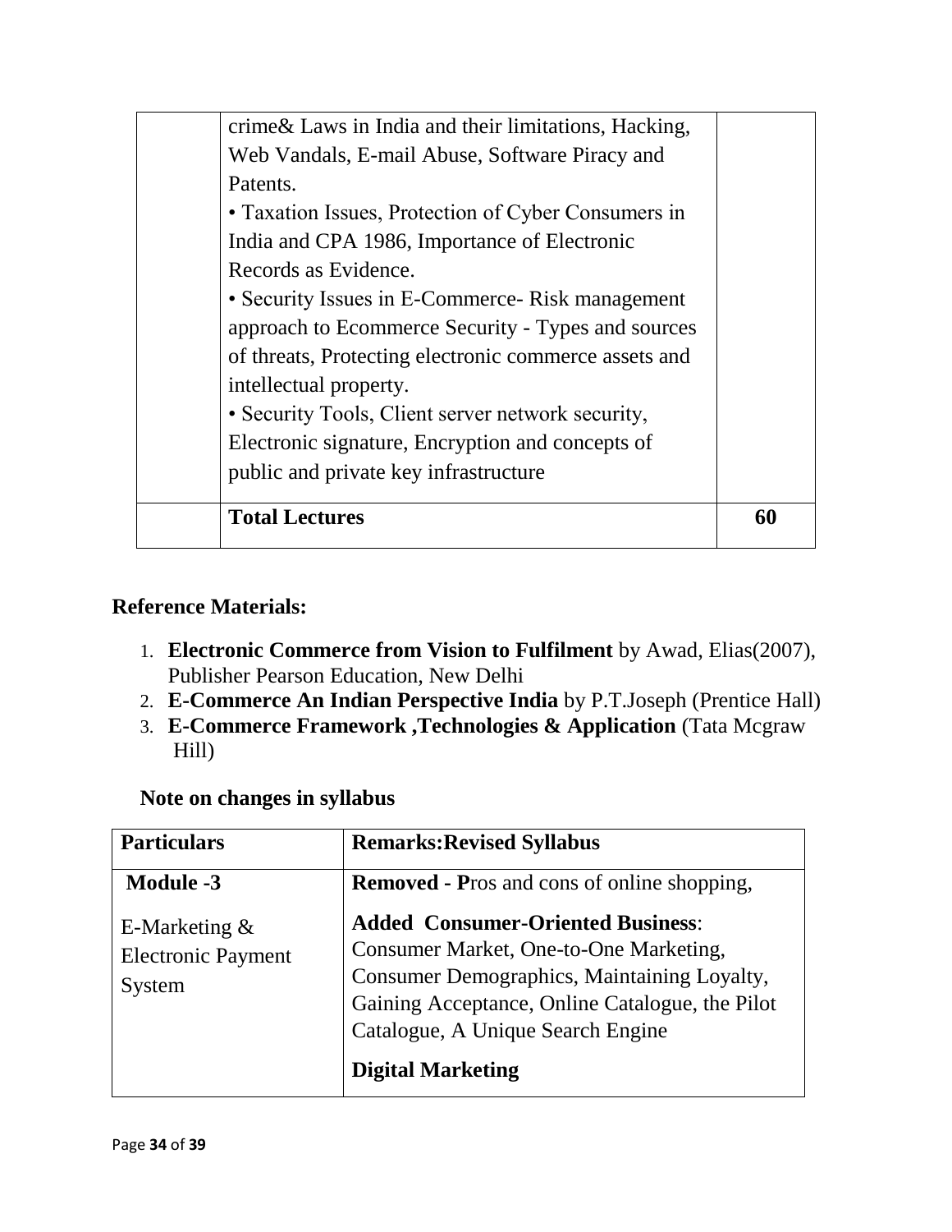| | | |
|---|---|---|
| | crime& Laws in India and their limitations, Hacking, Web Vandals, E-mail Abuse, Software Piracy and Patents.<br>• Taxation Issues, Protection of Cyber Consumers in India and CPA 1986, Importance of Electronic Records as Evidence.<br>• Security Issues in E-Commerce- Risk management approach to Ecommerce Security - Types and sources of threats, Protecting electronic commerce assets and intellectual property.<br>• Security Tools, Client server network security, Electronic signature, Encryption and concepts of public and private key infrastructure | |
| | **Total Lectures** | **60** |

## Reference Materials:

1. **Electronic Commerce from Vision to Fulfilment** by Awad, Elias(2007), Publisher Pearson Education, New Delhi
2. **E-Commerce An Indian Perspective India** by P.T.Joseph (Prentice Hall)
3. **E-Commerce Framework ,Technologies & Application** (Tata Mcgraw Hill)

### Note on changes in syllabus

| **Particulars** | **Remarks:Revised Syllabus** |
|---|---|
| **Module -3**<br><br>E-Marketing & Electronic Payment System | **Removed - P**ros and cons of online shopping,<br><br>**Added Consumer-Oriented Business**: Consumer Market, One-to-One Marketing, Consumer Demographics, Maintaining Loyalty, Gaining Acceptance, Online Catalogue, the Pilot Catalogue, A Unique Search Engine<br><br>**Digital Marketing** |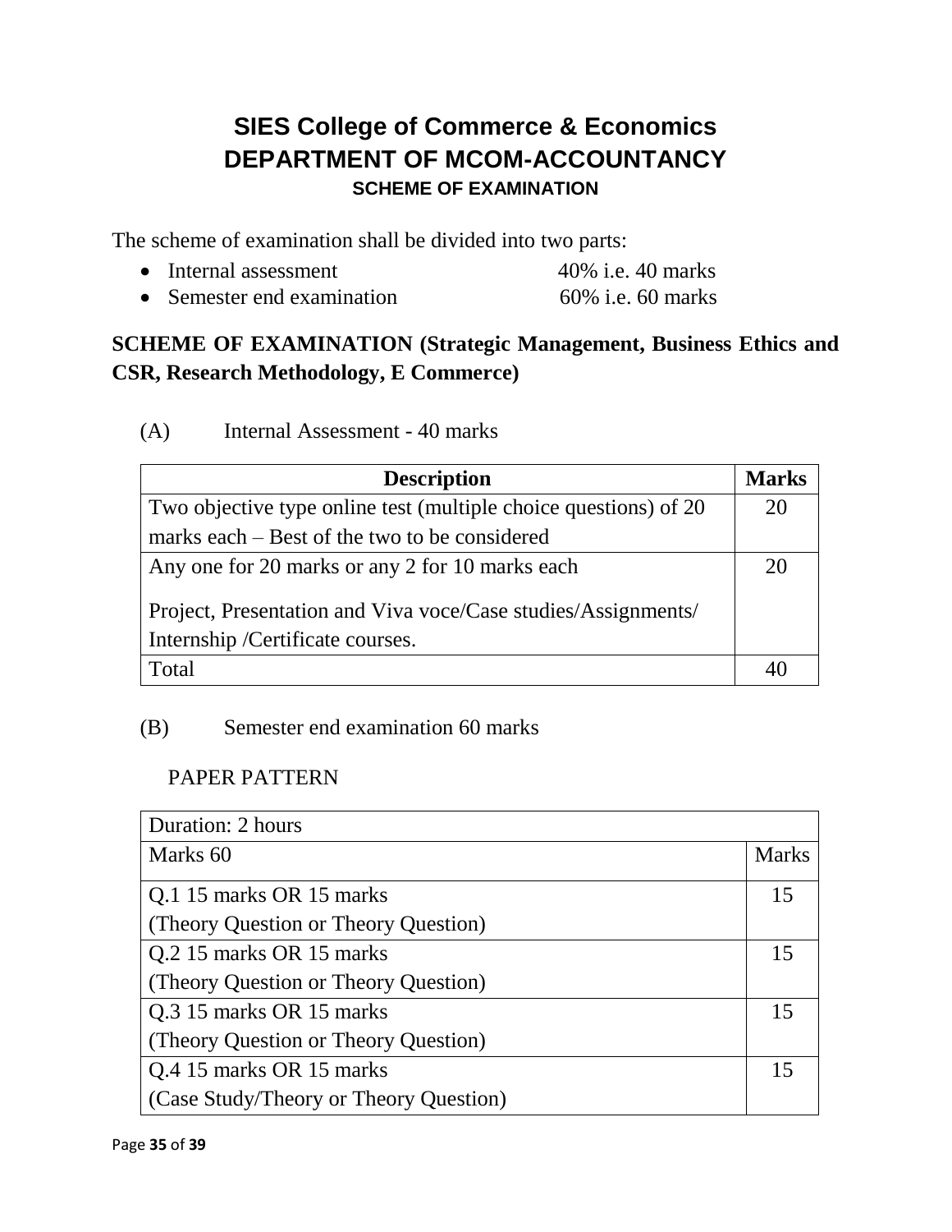# SIES College of Commerce & Economics

## DEPARTMENT OF MCOM-ACCOUNTANCY

### SCHEME OF EXAMINATION

The scheme of examination shall be divided into two parts:

- Internal assessment 40% i.e. 40 marks
- Semester end examination 60% i.e. 60 marks

**SCHEME OF EXAMINATION (Strategic Management, Business Ethics and CSR, Research Methodology, E Commerce)**

(A) Internal Assessment - 40 marks

| Description | Marks |
|---|---|
| Two objective type online test (multiple choice questions) of 20 marks each – Best of the two to be considered | 20 |
| Any one for 20 marks or any 2 for 10 marks each<br><br>Project, Presentation and Viva voce/Case studies/Assignments/ Internship /Certificate courses. | 20 |
| Total | 40 |

(B) Semester end examination 60 marks

PAPER PATTERN

| Duration: 2 hours | |
|---|---|
| Marks 60 | Marks |
| Q.1 15 marks OR 15 marks<br>(Theory Question or Theory Question) | 15 |
| Q.2 15 marks OR 15 marks<br>(Theory Question or Theory Question) | 15 |
| Q.3 15 marks OR 15 marks<br>(Theory Question or Theory Question) | 15 |
| Q.4 15 marks OR 15 marks<br>(Case Study/Theory or Theory Question) | 15 |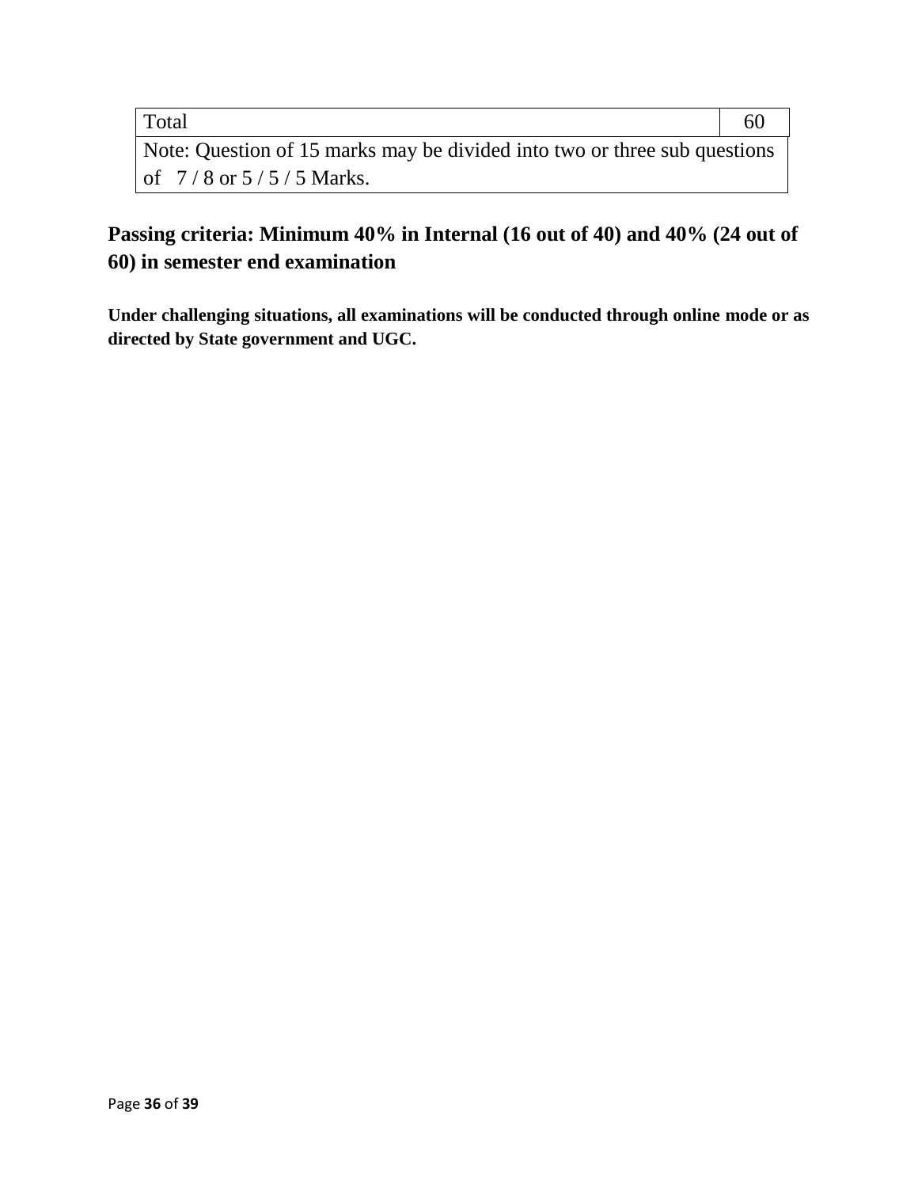| Total | 60 |
|---|---|
| Note: Question of 15 marks may be divided into two or three sub questions of 7 / 8 or 5 / 5 / 5 Marks. | |

**Passing criteria: Minimum 40% in Internal (16 out of 40) and 40% (24 out of 60) in semester end examination**

**Under challenging situations, all examinations will be conducted through online mode or as directed by State government and UGC.**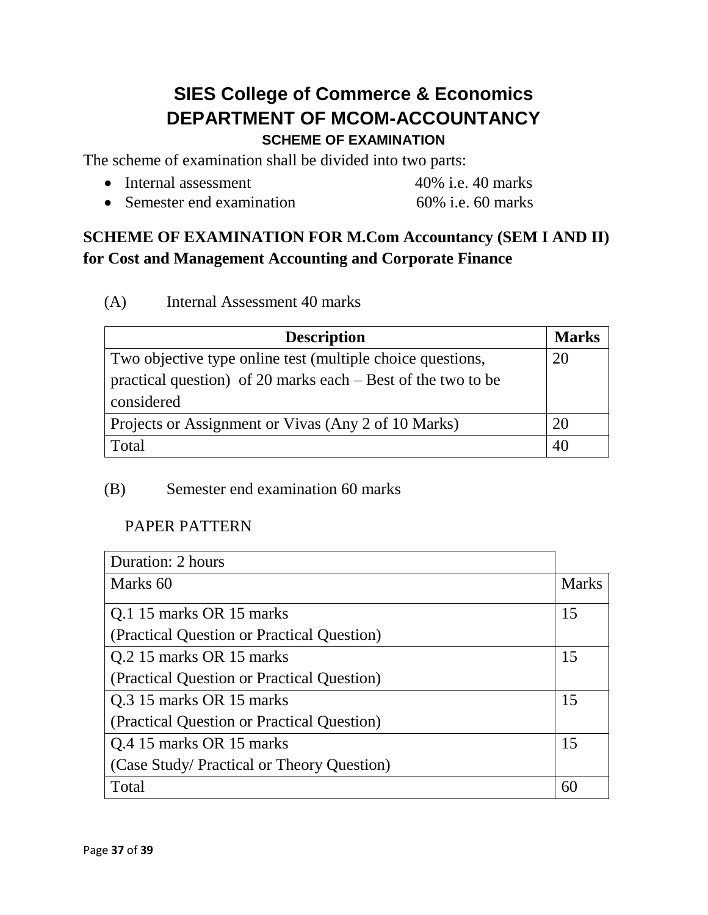# SIES College of Commerce & Economics

## DEPARTMENT OF MCOM-ACCOUNTANCY

### SCHEME OF EXAMINATION

The scheme of examination shall be divided into two parts:

- Internal assessment 40% i.e. 40 marks
- Semester end examination 60% i.e. 60 marks

**SCHEME OF EXAMINATION FOR M.Com Accountancy (SEM I AND II) for Cost and Management Accounting and Corporate Finance**

(A) Internal Assessment 40 marks

| Description | Marks |
|---|---|
| Two objective type online test (multiple choice questions, practical question) of 20 marks each – Best of the two to be considered | 20 |
| Projects or Assignment or Vivas (Any 2 of 10 Marks) | 20 |
| Total | 40 |

(B) Semester end examination 60 marks

PAPER PATTERN

| Duration: 2 hours | |
|---|---|
| Marks 60 | Marks |
| Q.1 15 marks OR 15 marks (Practical Question or Practical Question) | 15 |
| Q.2 15 marks OR 15 marks (Practical Question or Practical Question) | 15 |
| Q.3 15 marks OR 15 marks (Practical Question or Practical Question) | 15 |
| Q.4 15 marks OR 15 marks (Case Study/ Practical or Theory Question) | 15 |
| Total | 60 |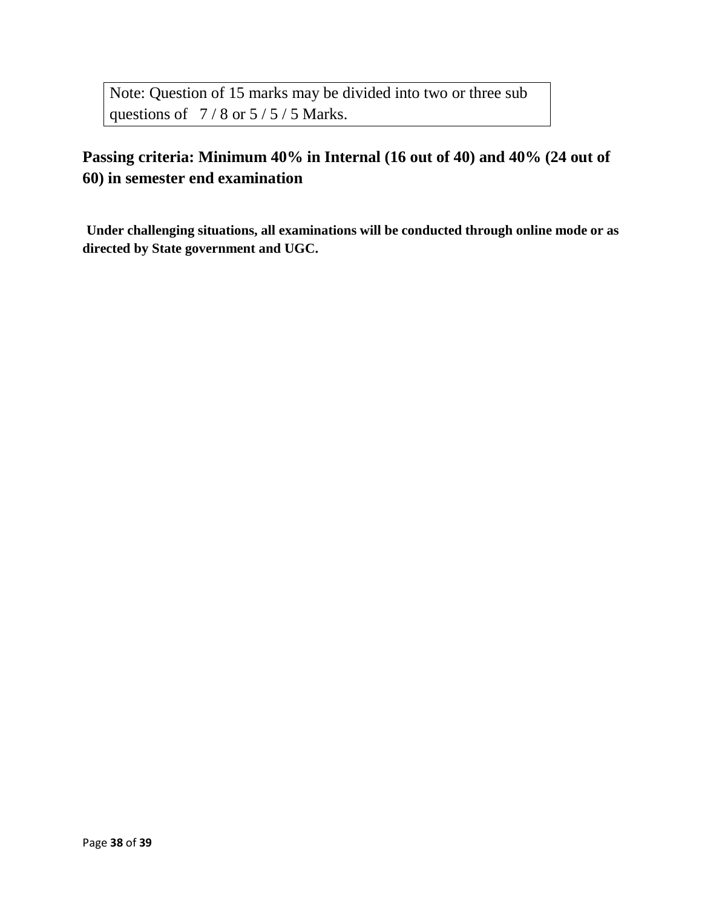Note: Question of 15 marks may be divided into two or three sub questions of 7 / 8 or 5 / 5 / 5 Marks.

**Passing criteria: Minimum 40% in Internal (16 out of 40) and 40% (24 out of 60) in semester end examination**

**Under challenging situations, all examinations will be conducted through online mode or as directed by State government and UGC.**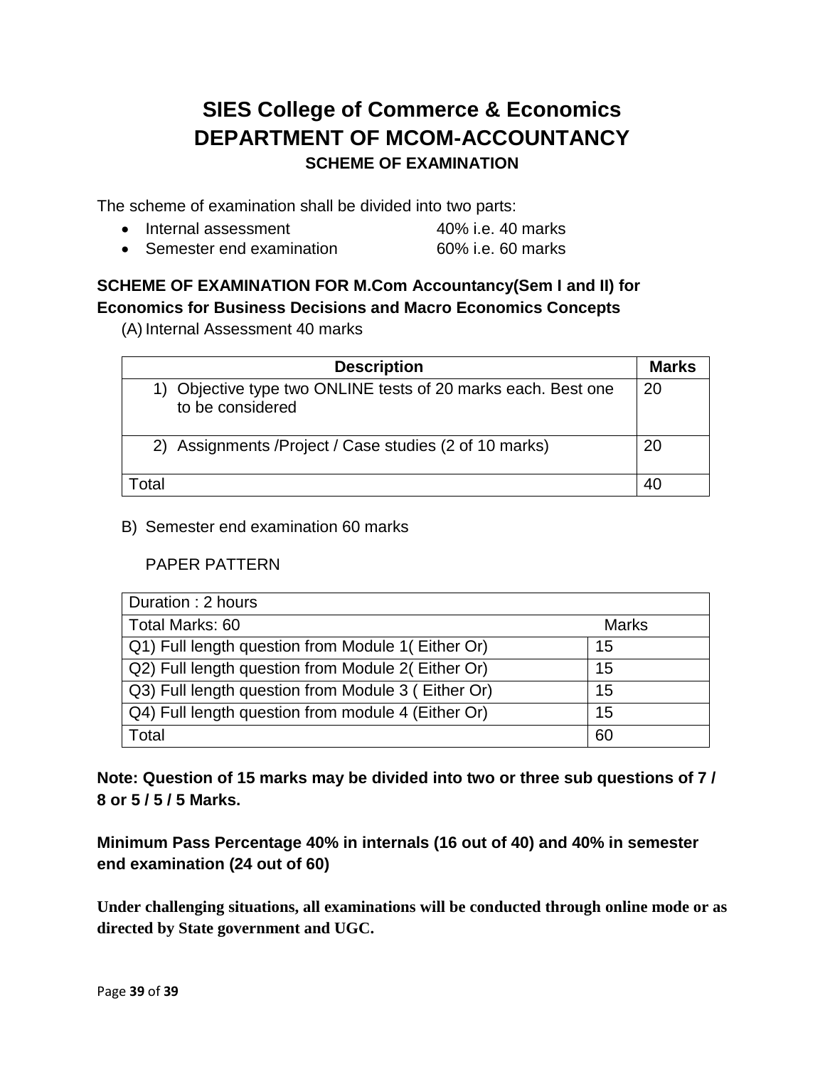# SIES College of Commerce & Economics
# DEPARTMENT OF MCOM-ACCOUNTANCY
### SCHEME OF EXAMINATION

The scheme of examination shall be divided into two parts:

- Internal assessment 40% i.e. 40 marks
- Semester end examination 60% i.e. 60 marks

**SCHEME OF EXAMINATION FOR M.Com Accountancy(Sem I and II) for Economics for Business Decisions and Macro Economics Concepts**

(A) Internal Assessment 40 marks

| Description | Marks |
|---|---|
| 1) Objective type two ONLINE tests of 20 marks each. Best one to be considered | 20 |
| 2) Assignments /Project / Case studies (2 of 10 marks) | 20 |
| Total | 40 |

B) Semester end examination 60 marks

PAPER PATTERN

| Duration : 2 hours | |
|---|---|
| Total Marks: 60 | Marks |
| Q1) Full length question from Module 1( Either Or) | 15 |
| Q2) Full length question from Module 2( Either Or) | 15 |
| Q3) Full length question from Module 3 ( Either Or) | 15 |
| Q4) Full length question from module 4 (Either Or) | 15 |
| Total | 60 |

**Note: Question of 15 marks may be divided into two or three sub questions of 7 / 8 or 5 / 5 / 5 Marks.**

**Minimum Pass Percentage 40% in internals (16 out of 40) and 40% in semester end examination (24 out of 60)**

**Under challenging situations, all examinations will be conducted through online mode or as directed by State government and UGC.**